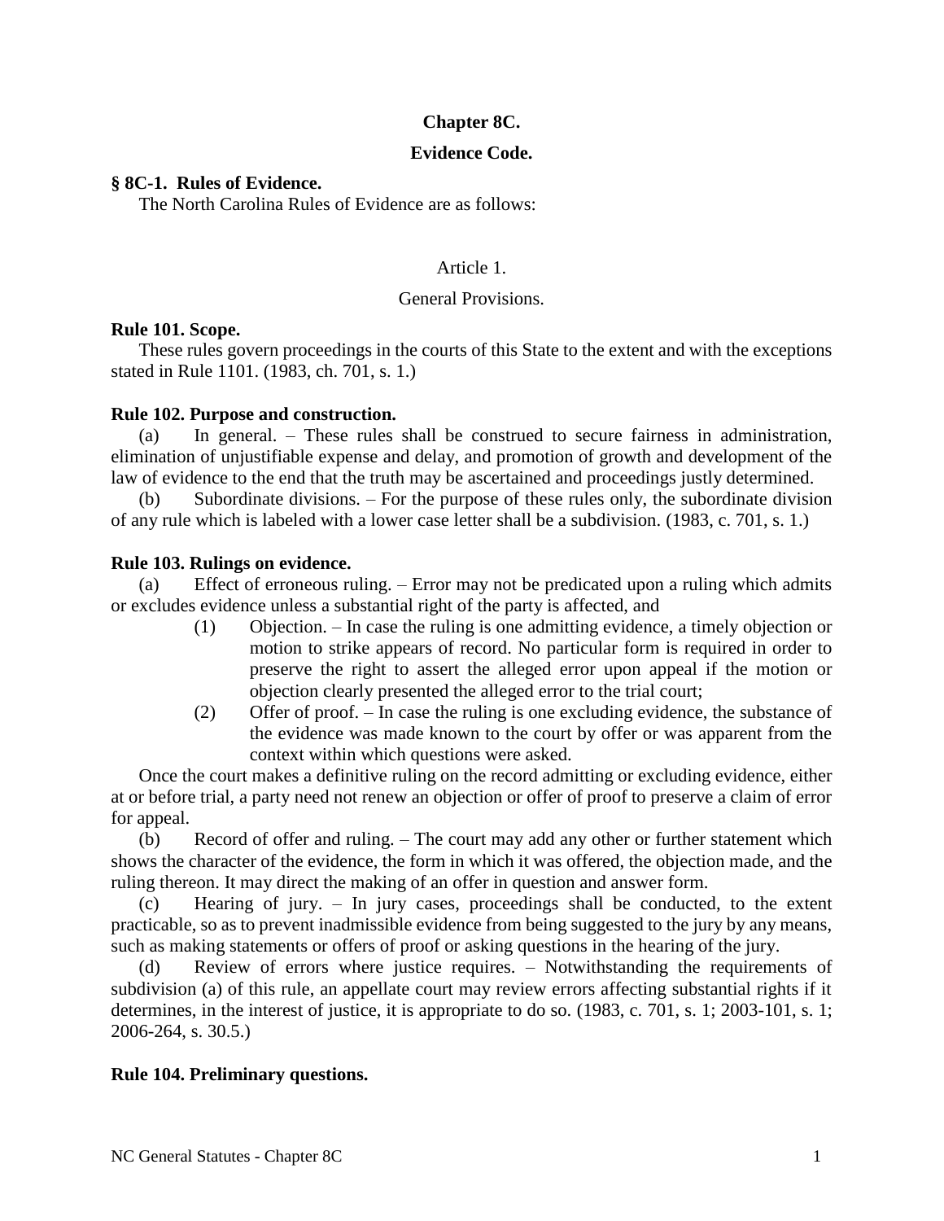# Chapter 8C.

# Evidence Code.

## § 8C-1. Rules of Evidence.

The North Carolina Rules of Evidence are as follows:

### Article 1.

### General Provisions.

**Rule 101. Scope.**

These rules govern proceedings in the courts of this State to the extent and with the exceptions stated in Rule 1101. (1983, ch. 701, s. 1.)

**Rule 102. Purpose and construction.**

(a) In general. – These rules shall be construed to secure fairness in administration, elimination of unjustifiable expense and delay, and promotion of growth and development of the law of evidence to the end that the truth may be ascertained and proceedings justly determined.

(b) Subordinate divisions. – For the purpose of these rules only, the subordinate division of any rule which is labeled with a lower case letter shall be a subdivision. (1983, c. 701, s. 1.)

**Rule 103. Rulings on evidence.**

(a) Effect of erroneous ruling. – Error may not be predicated upon a ruling which admits or excludes evidence unless a substantial right of the party is affected, and

(1) Objection. – In case the ruling is one admitting evidence, a timely objection or motion to strike appears of record. No particular form is required in order to preserve the right to assert the alleged error upon appeal if the motion or objection clearly presented the alleged error to the trial court;

(2) Offer of proof. – In case the ruling is one excluding evidence, the substance of the evidence was made known to the court by offer or was apparent from the context within which questions were asked.

Once the court makes a definitive ruling on the record admitting or excluding evidence, either at or before trial, a party need not renew an objection or offer of proof to preserve a claim of error for appeal.

(b) Record of offer and ruling. – The court may add any other or further statement which shows the character of the evidence, the form in which it was offered, the objection made, and the ruling thereon. It may direct the making of an offer in question and answer form.

(c) Hearing of jury. – In jury cases, proceedings shall be conducted, to the extent practicable, so as to prevent inadmissible evidence from being suggested to the jury by any means, such as making statements or offers of proof or asking questions in the hearing of the jury.

(d) Review of errors where justice requires. – Notwithstanding the requirements of subdivision (a) of this rule, an appellate court may review errors affecting substantial rights if it determines, in the interest of justice, it is appropriate to do so. (1983, c. 701, s. 1; 2003-101, s. 1; 2006-264, s. 30.5.)

**Rule 104. Preliminary questions.**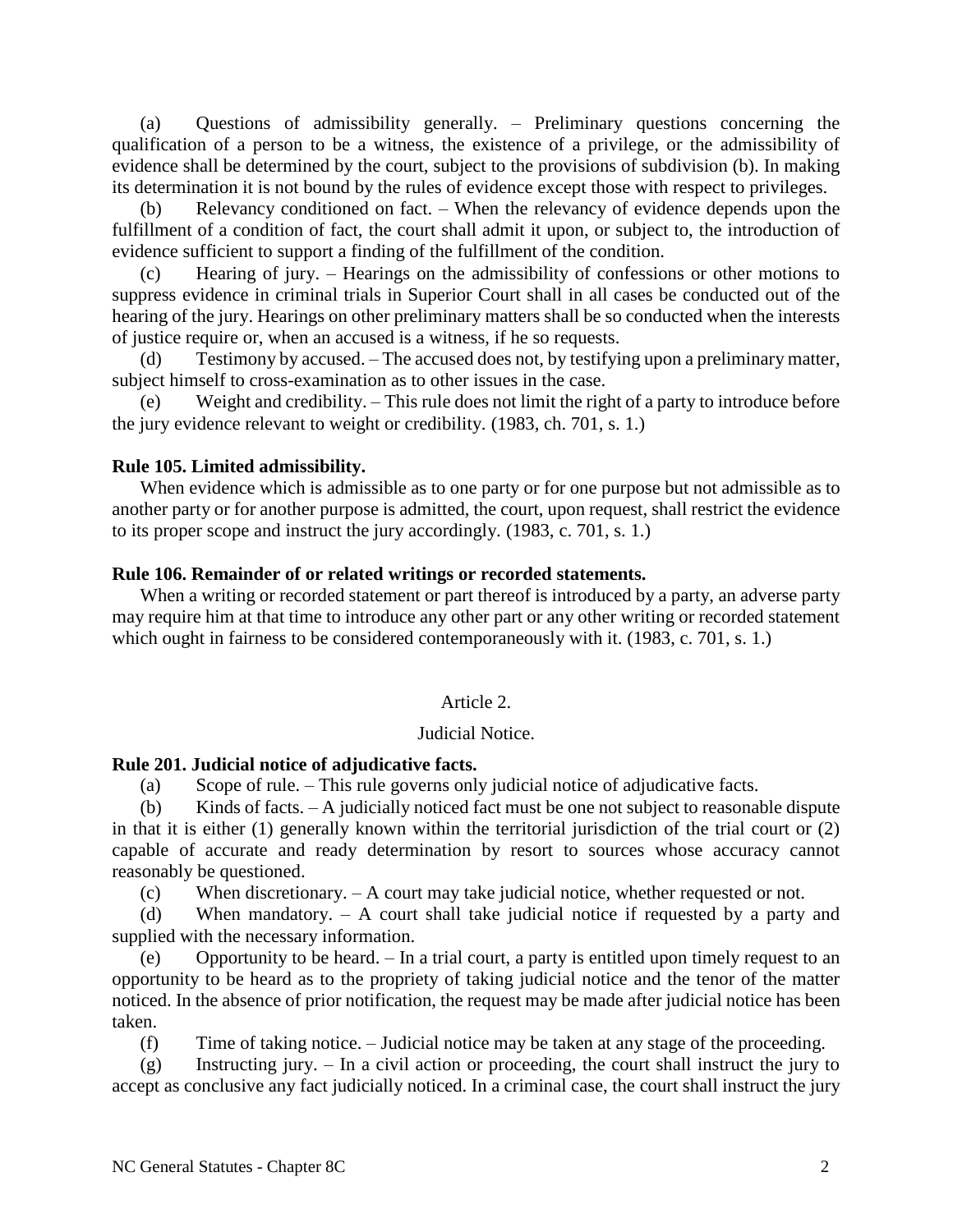(a) Questions of admissibility generally. – Preliminary questions concerning the qualification of a person to be a witness, the existence of a privilege, or the admissibility of evidence shall be determined by the court, subject to the provisions of subdivision (b). In making its determination it is not bound by the rules of evidence except those with respect to privileges.

(b) Relevancy conditioned on fact. – When the relevancy of evidence depends upon the fulfillment of a condition of fact, the court shall admit it upon, or subject to, the introduction of evidence sufficient to support a finding of the fulfillment of the condition.

(c) Hearing of jury. – Hearings on the admissibility of confessions or other motions to suppress evidence in criminal trials in Superior Court shall in all cases be conducted out of the hearing of the jury. Hearings on other preliminary matters shall be so conducted when the interests of justice require or, when an accused is a witness, if he so requests.

(d) Testimony by accused. – The accused does not, by testifying upon a preliminary matter, subject himself to cross-examination as to other issues in the case.

(e) Weight and credibility. – This rule does not limit the right of a party to introduce before the jury evidence relevant to weight or credibility. (1983, ch. 701, s. 1.)

**Rule 105. Limited admissibility.**

When evidence which is admissible as to one party or for one purpose but not admissible as to another party or for another purpose is admitted, the court, upon request, shall restrict the evidence to its proper scope and instruct the jury accordingly. (1983, c. 701, s. 1.)

**Rule 106. Remainder of or related writings or recorded statements.**

When a writing or recorded statement or part thereof is introduced by a party, an adverse party may require him at that time to introduce any other part or any other writing or recorded statement which ought in fairness to be considered contemporaneously with it. (1983, c. 701, s. 1.)

## Article 2.

## Judicial Notice.

**Rule 201. Judicial notice of adjudicative facts.**

(a) Scope of rule. – This rule governs only judicial notice of adjudicative facts.

(b) Kinds of facts. – A judicially noticed fact must be one not subject to reasonable dispute in that it is either (1) generally known within the territorial jurisdiction of the trial court or (2) capable of accurate and ready determination by resort to sources whose accuracy cannot reasonably be questioned.

(c) When discretionary. – A court may take judicial notice, whether requested or not.

(d) When mandatory. – A court shall take judicial notice if requested by a party and supplied with the necessary information.

(e) Opportunity to be heard. – In a trial court, a party is entitled upon timely request to an opportunity to be heard as to the propriety of taking judicial notice and the tenor of the matter noticed. In the absence of prior notification, the request may be made after judicial notice has been taken.

(f) Time of taking notice. – Judicial notice may be taken at any stage of the proceeding.

(g) Instructing jury. – In a civil action or proceeding, the court shall instruct the jury to accept as conclusive any fact judicially noticed. In a criminal case, the court shall instruct the jury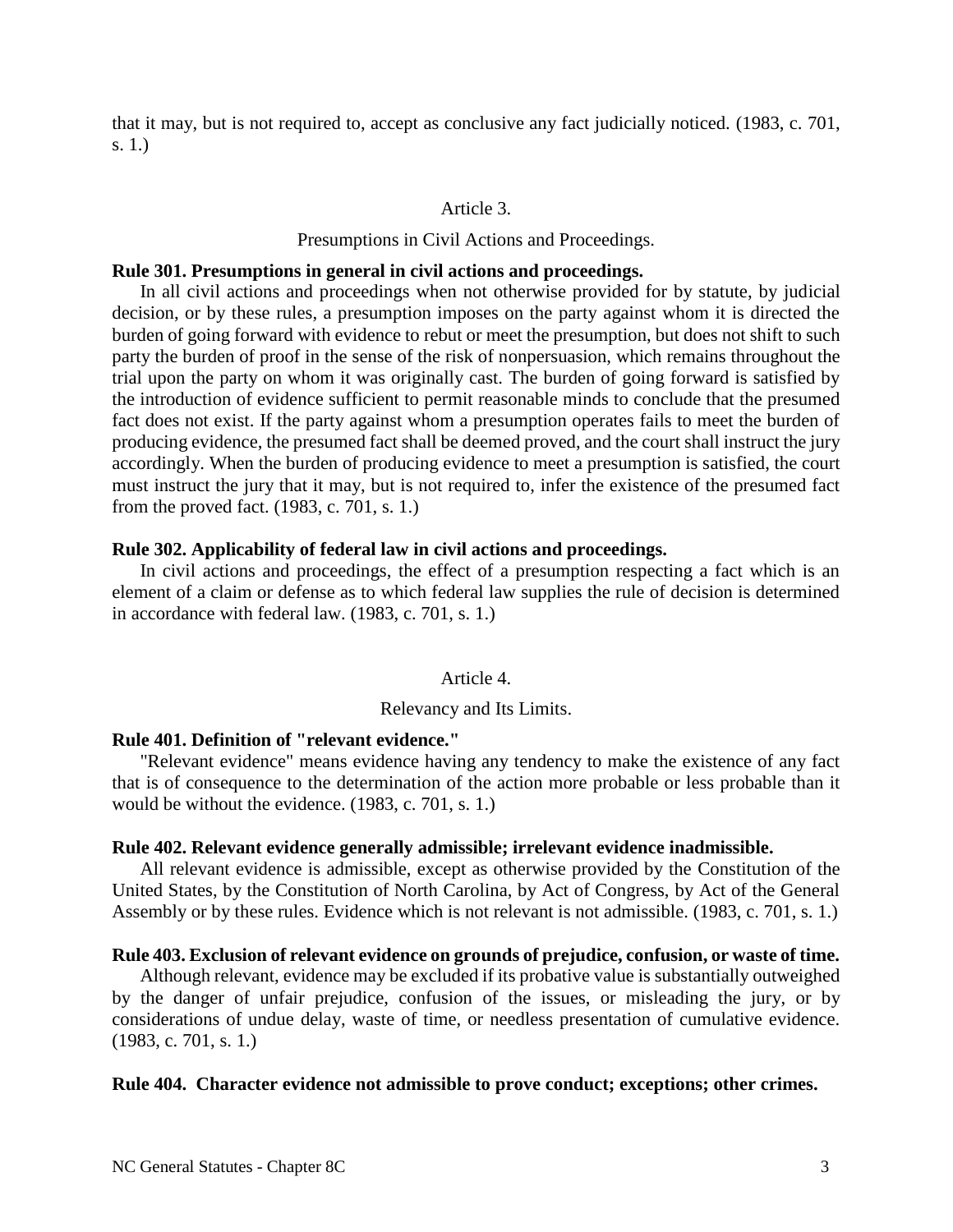that it may, but is not required to, accept as conclusive any fact judicially noticed. (1983, c. 701, s. 1.)

## Article 3.

## Presumptions in Civil Actions and Proceedings.

**Rule 301. Presumptions in general in civil actions and proceedings.**

In all civil actions and proceedings when not otherwise provided for by statute, by judicial decision, or by these rules, a presumption imposes on the party against whom it is directed the burden of going forward with evidence to rebut or meet the presumption, but does not shift to such party the burden of proof in the sense of the risk of nonpersuasion, which remains throughout the trial upon the party on whom it was originally cast. The burden of going forward is satisfied by the introduction of evidence sufficient to permit reasonable minds to conclude that the presumed fact does not exist. If the party against whom a presumption operates fails to meet the burden of producing evidence, the presumed fact shall be deemed proved, and the court shall instruct the jury accordingly. When the burden of producing evidence to meet a presumption is satisfied, the court must instruct the jury that it may, but is not required to, infer the existence of the presumed fact from the proved fact. (1983, c. 701, s. 1.)

**Rule 302. Applicability of federal law in civil actions and proceedings.**

In civil actions and proceedings, the effect of a presumption respecting a fact which is an element of a claim or defense as to which federal law supplies the rule of decision is determined in accordance with federal law. (1983, c. 701, s. 1.)

## Article 4.

## Relevancy and Its Limits.

**Rule 401. Definition of "relevant evidence."**

"Relevant evidence" means evidence having any tendency to make the existence of any fact that is of consequence to the determination of the action more probable or less probable than it would be without the evidence. (1983, c. 701, s. 1.)

**Rule 402. Relevant evidence generally admissible; irrelevant evidence inadmissible.**

All relevant evidence is admissible, except as otherwise provided by the Constitution of the United States, by the Constitution of North Carolina, by Act of Congress, by Act of the General Assembly or by these rules. Evidence which is not relevant is not admissible. (1983, c. 701, s. 1.)

**Rule 403. Exclusion of relevant evidence on grounds of prejudice, confusion, or waste of time.**

Although relevant, evidence may be excluded if its probative value is substantially outweighed by the danger of unfair prejudice, confusion of the issues, or misleading the jury, or by considerations of undue delay, waste of time, or needless presentation of cumulative evidence. (1983, c. 701, s. 1.)

**Rule 404. Character evidence not admissible to prove conduct; exceptions; other crimes.**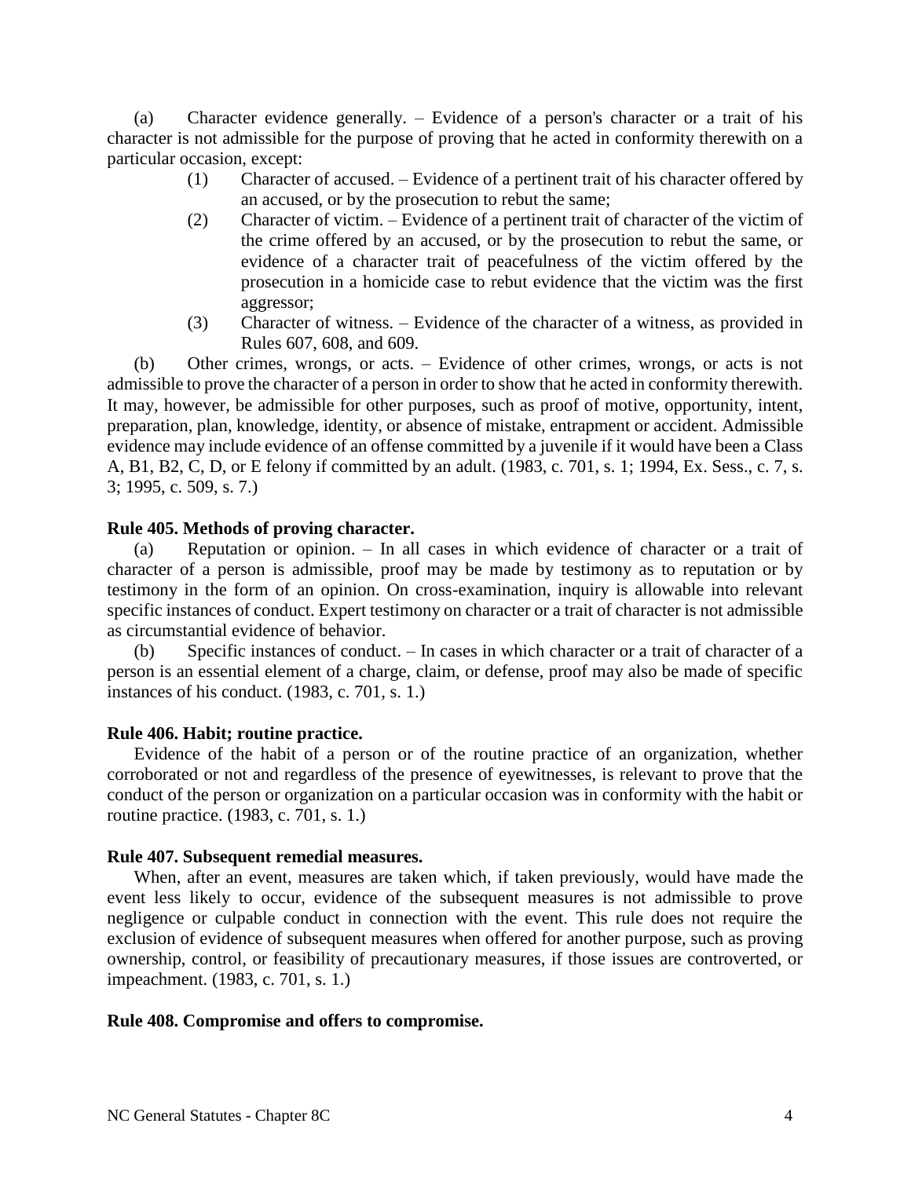(a) Character evidence generally. – Evidence of a person's character or a trait of his character is not admissible for the purpose of proving that he acted in conformity therewith on a particular occasion, except:

(1) Character of accused. – Evidence of a pertinent trait of his character offered by an accused, or by the prosecution to rebut the same;

(2) Character of victim. – Evidence of a pertinent trait of character of the victim of the crime offered by an accused, or by the prosecution to rebut the same, or evidence of a character trait of peacefulness of the victim offered by the prosecution in a homicide case to rebut evidence that the victim was the first aggressor;

(3) Character of witness. – Evidence of the character of a witness, as provided in Rules 607, 608, and 609.

(b) Other crimes, wrongs, or acts. – Evidence of other crimes, wrongs, or acts is not admissible to prove the character of a person in order to show that he acted in conformity therewith. It may, however, be admissible for other purposes, such as proof of motive, opportunity, intent, preparation, plan, knowledge, identity, or absence of mistake, entrapment or accident. Admissible evidence may include evidence of an offense committed by a juvenile if it would have been a Class A, B1, B2, C, D, or E felony if committed by an adult. (1983, c. 701, s. 1; 1994, Ex. Sess., c. 7, s. 3; 1995, c. 509, s. 7.)

**Rule 405. Methods of proving character.**

(a) Reputation or opinion. – In all cases in which evidence of character or a trait of character of a person is admissible, proof may be made by testimony as to reputation or by testimony in the form of an opinion. On cross-examination, inquiry is allowable into relevant specific instances of conduct. Expert testimony on character or a trait of character is not admissible as circumstantial evidence of behavior.

(b) Specific instances of conduct. – In cases in which character or a trait of character of a person is an essential element of a charge, claim, or defense, proof may also be made of specific instances of his conduct. (1983, c. 701, s. 1.)

**Rule 406. Habit; routine practice.**

Evidence of the habit of a person or of the routine practice of an organization, whether corroborated or not and regardless of the presence of eyewitnesses, is relevant to prove that the conduct of the person or organization on a particular occasion was in conformity with the habit or routine practice. (1983, c. 701, s. 1.)

**Rule 407. Subsequent remedial measures.**

When, after an event, measures are taken which, if taken previously, would have made the event less likely to occur, evidence of the subsequent measures is not admissible to prove negligence or culpable conduct in connection with the event. This rule does not require the exclusion of evidence of subsequent measures when offered for another purpose, such as proving ownership, control, or feasibility of precautionary measures, if those issues are controverted, or impeachment. (1983, c. 701, s. 1.)

**Rule 408. Compromise and offers to compromise.**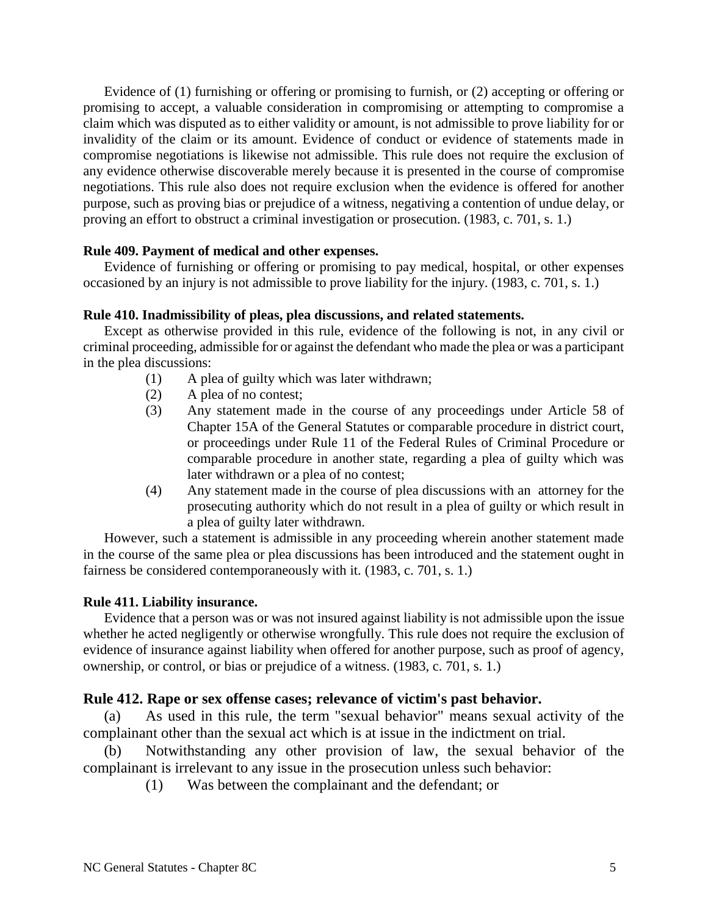Evidence of (1) furnishing or offering or promising to furnish, or (2) accepting or offering or promising to accept, a valuable consideration in compromising or attempting to compromise a claim which was disputed as to either validity or amount, is not admissible to prove liability for or invalidity of the claim or its amount. Evidence of conduct or evidence of statements made in compromise negotiations is likewise not admissible. This rule does not require the exclusion of any evidence otherwise discoverable merely because it is presented in the course of compromise negotiations. This rule also does not require exclusion when the evidence is offered for another purpose, such as proving bias or prejudice of a witness, negativing a contention of undue delay, or proving an effort to obstruct a criminal investigation or prosecution. (1983, c. 701, s. 1.)

**Rule 409. Payment of medical and other expenses.**

Evidence of furnishing or offering or promising to pay medical, hospital, or other expenses occasioned by an injury is not admissible to prove liability for the injury. (1983, c. 701, s. 1.)

**Rule 410. Inadmissibility of pleas, plea discussions, and related statements.**

Except as otherwise provided in this rule, evidence of the following is not, in any civil or criminal proceeding, admissible for or against the defendant who made the plea or was a participant in the plea discussions:

(1) A plea of guilty which was later withdrawn;

(2) A plea of no contest;

(3) Any statement made in the course of any proceedings under Article 58 of Chapter 15A of the General Statutes or comparable procedure in district court, or proceedings under Rule 11 of the Federal Rules of Criminal Procedure or comparable procedure in another state, regarding a plea of guilty which was later withdrawn or a plea of no contest;

(4) Any statement made in the course of plea discussions with an attorney for the prosecuting authority which do not result in a plea of guilty or which result in a plea of guilty later withdrawn.

However, such a statement is admissible in any proceeding wherein another statement made in the course of the same plea or plea discussions has been introduced and the statement ought in fairness be considered contemporaneously with it. (1983, c. 701, s. 1.)

**Rule 411. Liability insurance.**

Evidence that a person was or was not insured against liability is not admissible upon the issue whether he acted negligently or otherwise wrongfully. This rule does not require the exclusion of evidence of insurance against liability when offered for another purpose, such as proof of agency, ownership, or control, or bias or prejudice of a witness. (1983, c. 701, s. 1.)

## Rule 412. Rape or sex offense cases; relevance of victim's past behavior.

(a) As used in this rule, the term "sexual behavior" means sexual activity of the complainant other than the sexual act which is at issue in the indictment on trial.

(b) Notwithstanding any other provision of law, the sexual behavior of the complainant is irrelevant to any issue in the prosecution unless such behavior:

(1) Was between the complainant and the defendant; or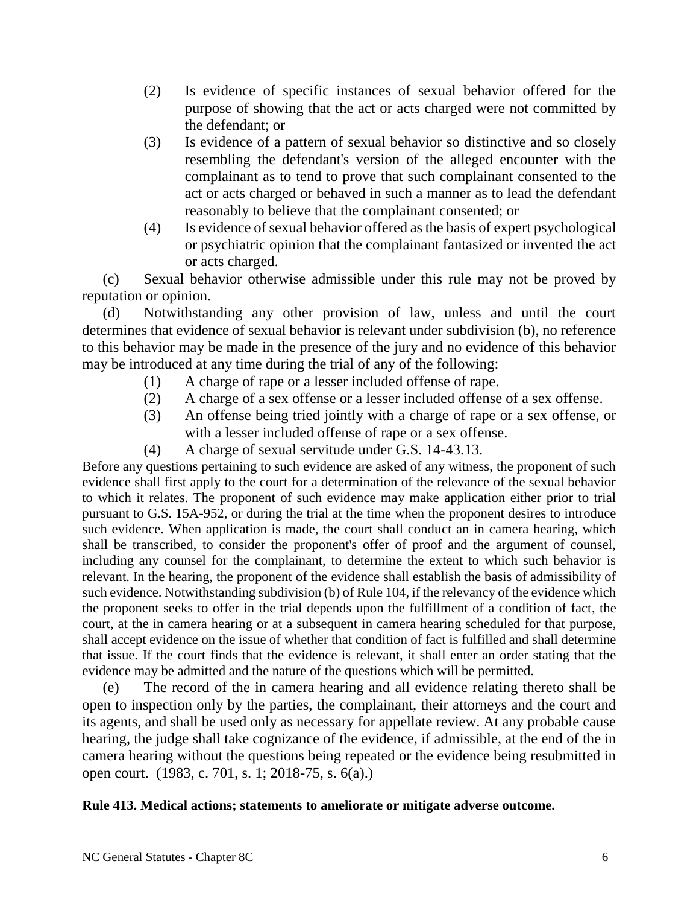(2) Is evidence of specific instances of sexual behavior offered for the purpose of showing that the act or acts charged were not committed by the defendant; or

(3) Is evidence of a pattern of sexual behavior so distinctive and so closely resembling the defendant's version of the alleged encounter with the complainant as to tend to prove that such complainant consented to the act or acts charged or behaved in such a manner as to lead the defendant reasonably to believe that the complainant consented; or

(4) Is evidence of sexual behavior offered as the basis of expert psychological or psychiatric opinion that the complainant fantasized or invented the act or acts charged.

(c) Sexual behavior otherwise admissible under this rule may not be proved by reputation or opinion.

(d) Notwithstanding any other provision of law, unless and until the court determines that evidence of sexual behavior is relevant under subdivision (b), no reference to this behavior may be made in the presence of the jury and no evidence of this behavior may be introduced at any time during the trial of any of the following:

(1) A charge of rape or a lesser included offense of rape.

(2) A charge of a sex offense or a lesser included offense of a sex offense.

(3) An offense being tried jointly with a charge of rape or a sex offense, or with a lesser included offense of rape or a sex offense.

(4) A charge of sexual servitude under G.S. 14-43.13.

Before any questions pertaining to such evidence are asked of any witness, the proponent of such evidence shall first apply to the court for a determination of the relevance of the sexual behavior to which it relates. The proponent of such evidence may make application either prior to trial pursuant to G.S. 15A-952, or during the trial at the time when the proponent desires to introduce such evidence. When application is made, the court shall conduct an in camera hearing, which shall be transcribed, to consider the proponent's offer of proof and the argument of counsel, including any counsel for the complainant, to determine the extent to which such behavior is relevant. In the hearing, the proponent of the evidence shall establish the basis of admissibility of such evidence. Notwithstanding subdivision (b) of Rule 104, if the relevancy of the evidence which the proponent seeks to offer in the trial depends upon the fulfillment of a condition of fact, the court, at the in camera hearing or at a subsequent in camera hearing scheduled for that purpose, shall accept evidence on the issue of whether that condition of fact is fulfilled and shall determine that issue. If the court finds that the evidence is relevant, it shall enter an order stating that the evidence may be admitted and the nature of the questions which will be permitted.

(e) The record of the in camera hearing and all evidence relating thereto shall be open to inspection only by the parties, the complainant, their attorneys and the court and its agents, and shall be used only as necessary for appellate review. At any probable cause hearing, the judge shall take cognizance of the evidence, if admissible, at the end of the in camera hearing without the questions being repeated or the evidence being resubmitted in open court. (1983, c. 701, s. 1; 2018-75, s. 6(a).)

**Rule 413. Medical actions; statements to ameliorate or mitigate adverse outcome.**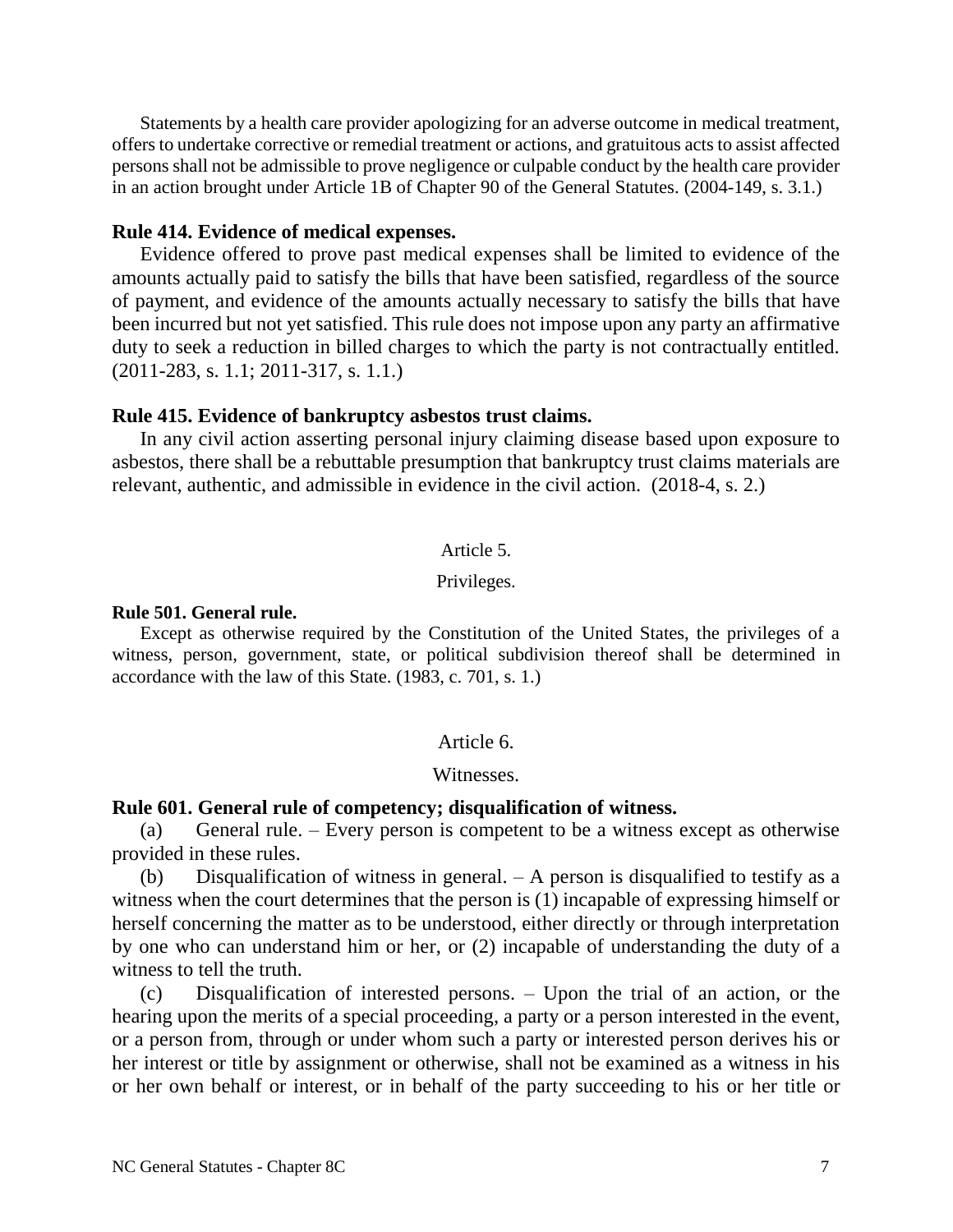Statements by a health care provider apologizing for an adverse outcome in medical treatment, offers to undertake corrective or remedial treatment or actions, and gratuitous acts to assist affected persons shall not be admissible to prove negligence or culpable conduct by the health care provider in an action brought under Article 1B of Chapter 90 of the General Statutes. (2004-149, s. 3.1.)

**Rule 414. Evidence of medical expenses.**

Evidence offered to prove past medical expenses shall be limited to evidence of the amounts actually paid to satisfy the bills that have been satisfied, regardless of the source of payment, and evidence of the amounts actually necessary to satisfy the bills that have been incurred but not yet satisfied. This rule does not impose upon any party an affirmative duty to seek a reduction in billed charges to which the party is not contractually entitled. (2011-283, s. 1.1; 2011-317, s. 1.1.)

**Rule 415. Evidence of bankruptcy asbestos trust claims.**

In any civil action asserting personal injury claiming disease based upon exposure to asbestos, there shall be a rebuttable presumption that bankruptcy trust claims materials are relevant, authentic, and admissible in evidence in the civil action. (2018-4, s. 2.)

## Article 5.

## Privileges.

**Rule 501. General rule.**

Except as otherwise required by the Constitution of the United States, the privileges of a witness, person, government, state, or political subdivision thereof shall be determined in accordance with the law of this State. (1983, c. 701, s. 1.)

## Article 6.

## Witnesses.

**Rule 601. General rule of competency; disqualification of witness.**

(a) General rule. – Every person is competent to be a witness except as otherwise provided in these rules.

(b) Disqualification of witness in general. – A person is disqualified to testify as a witness when the court determines that the person is (1) incapable of expressing himself or herself concerning the matter as to be understood, either directly or through interpretation by one who can understand him or her, or (2) incapable of understanding the duty of a witness to tell the truth.

(c) Disqualification of interested persons. – Upon the trial of an action, or the hearing upon the merits of a special proceeding, a party or a person interested in the event, or a person from, through or under whom such a party or interested person derives his or her interest or title by assignment or otherwise, shall not be examined as a witness in his or her own behalf or interest, or in behalf of the party succeeding to his or her title or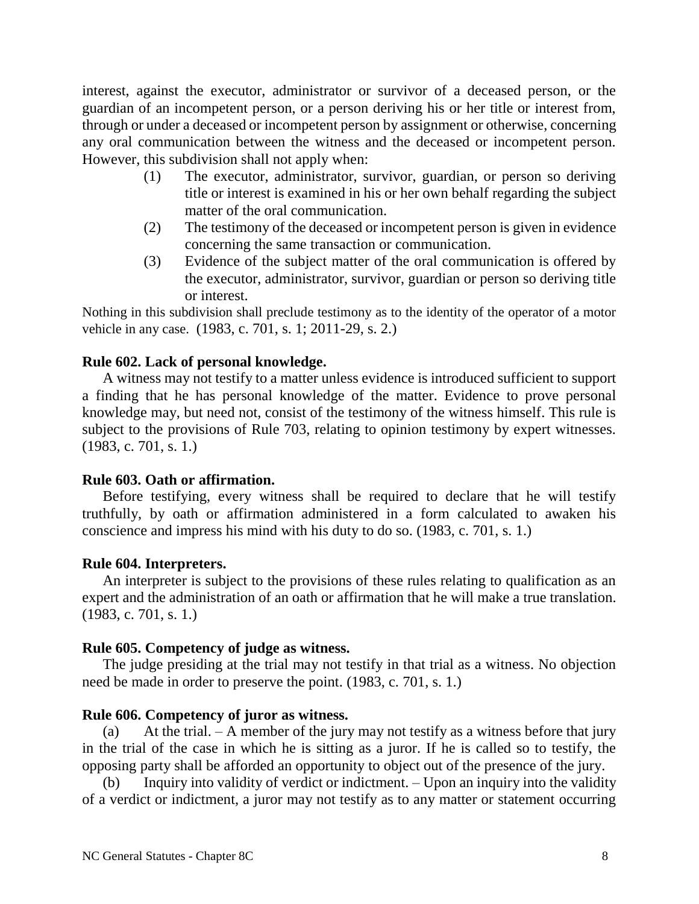interest, against the executor, administrator or survivor of a deceased person, or the guardian of an incompetent person, or a person deriving his or her title or interest from, through or under a deceased or incompetent person by assignment or otherwise, concerning any oral communication between the witness and the deceased or incompetent person. However, this subdivision shall not apply when:

(1) The executor, administrator, survivor, guardian, or person so deriving title or interest is examined in his or her own behalf regarding the subject matter of the oral communication.

(2) The testimony of the deceased or incompetent person is given in evidence concerning the same transaction or communication.

(3) Evidence of the subject matter of the oral communication is offered by the executor, administrator, survivor, guardian or person so deriving title or interest.

Nothing in this subdivision shall preclude testimony as to the identity of the operator of a motor vehicle in any case. (1983, c. 701, s. 1; 2011-29, s. 2.)

**Rule 602. Lack of personal knowledge.**

A witness may not testify to a matter unless evidence is introduced sufficient to support a finding that he has personal knowledge of the matter. Evidence to prove personal knowledge may, but need not, consist of the testimony of the witness himself. This rule is subject to the provisions of Rule 703, relating to opinion testimony by expert witnesses. (1983, c. 701, s. 1.)

**Rule 603. Oath or affirmation.**

Before testifying, every witness shall be required to declare that he will testify truthfully, by oath or affirmation administered in a form calculated to awaken his conscience and impress his mind with his duty to do so. (1983, c. 701, s. 1.)

**Rule 604. Interpreters.**

An interpreter is subject to the provisions of these rules relating to qualification as an expert and the administration of an oath or affirmation that he will make a true translation. (1983, c. 701, s. 1.)

**Rule 605. Competency of judge as witness.**

The judge presiding at the trial may not testify in that trial as a witness. No objection need be made in order to preserve the point. (1983, c. 701, s. 1.)

**Rule 606. Competency of juror as witness.**

(a) At the trial. – A member of the jury may not testify as a witness before that jury in the trial of the case in which he is sitting as a juror. If he is called so to testify, the opposing party shall be afforded an opportunity to object out of the presence of the jury.

(b) Inquiry into validity of verdict or indictment. – Upon an inquiry into the validity of a verdict or indictment, a juror may not testify as to any matter or statement occurring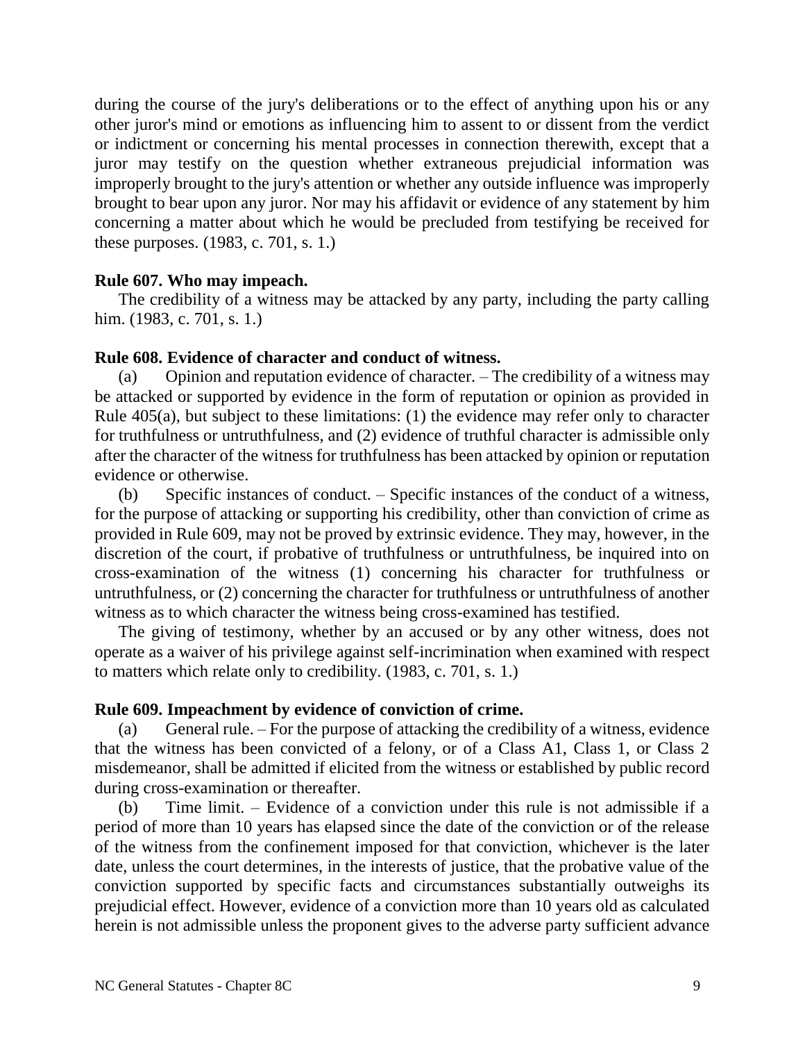during the course of the jury's deliberations or to the effect of anything upon his or any other juror's mind or emotions as influencing him to assent to or dissent from the verdict or indictment or concerning his mental processes in connection therewith, except that a juror may testify on the question whether extraneous prejudicial information was improperly brought to the jury's attention or whether any outside influence was improperly brought to bear upon any juror. Nor may his affidavit or evidence of any statement by him concerning a matter about which he would be precluded from testifying be received for these purposes. (1983, c. 701, s. 1.)

**Rule 607. Who may impeach.**

The credibility of a witness may be attacked by any party, including the party calling him. (1983, c. 701, s. 1.)

**Rule 608. Evidence of character and conduct of witness.**

(a) Opinion and reputation evidence of character. – The credibility of a witness may be attacked or supported by evidence in the form of reputation or opinion as provided in Rule 405(a), but subject to these limitations: (1) the evidence may refer only to character for truthfulness or untruthfulness, and (2) evidence of truthful character is admissible only after the character of the witness for truthfulness has been attacked by opinion or reputation evidence or otherwise.

(b) Specific instances of conduct. – Specific instances of the conduct of a witness, for the purpose of attacking or supporting his credibility, other than conviction of crime as provided in Rule 609, may not be proved by extrinsic evidence. They may, however, in the discretion of the court, if probative of truthfulness or untruthfulness, be inquired into on cross-examination of the witness (1) concerning his character for truthfulness or untruthfulness, or (2) concerning the character for truthfulness or untruthfulness of another witness as to which character the witness being cross-examined has testified.

The giving of testimony, whether by an accused or by any other witness, does not operate as a waiver of his privilege against self-incrimination when examined with respect to matters which relate only to credibility. (1983, c. 701, s. 1.)

**Rule 609. Impeachment by evidence of conviction of crime.**

(a) General rule. – For the purpose of attacking the credibility of a witness, evidence that the witness has been convicted of a felony, or of a Class A1, Class 1, or Class 2 misdemeanor, shall be admitted if elicited from the witness or established by public record during cross-examination or thereafter.

(b) Time limit. – Evidence of a conviction under this rule is not admissible if a period of more than 10 years has elapsed since the date of the conviction or of the release of the witness from the confinement imposed for that conviction, whichever is the later date, unless the court determines, in the interests of justice, that the probative value of the conviction supported by specific facts and circumstances substantially outweighs its prejudicial effect. However, evidence of a conviction more than 10 years old as calculated herein is not admissible unless the proponent gives to the adverse party sufficient advance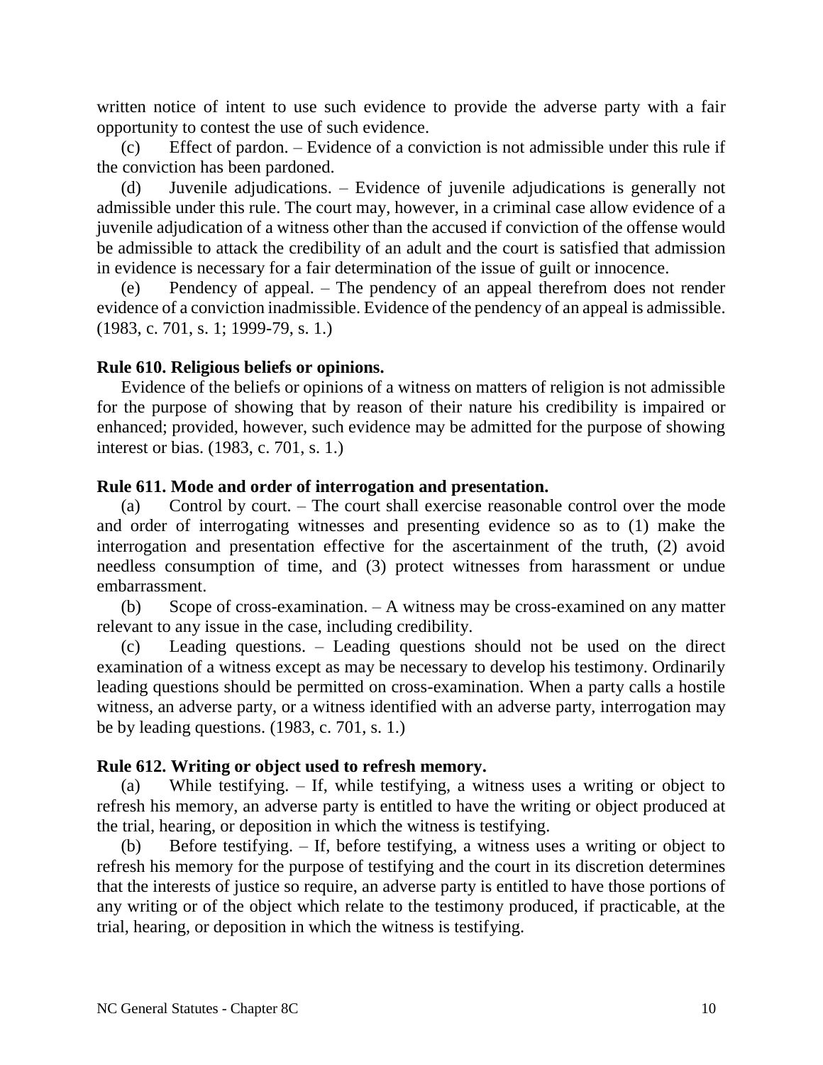written notice of intent to use such evidence to provide the adverse party with a fair opportunity to contest the use of such evidence.

(c) Effect of pardon. – Evidence of a conviction is not admissible under this rule if the conviction has been pardoned.

(d) Juvenile adjudications. – Evidence of juvenile adjudications is generally not admissible under this rule. The court may, however, in a criminal case allow evidence of a juvenile adjudication of a witness other than the accused if conviction of the offense would be admissible to attack the credibility of an adult and the court is satisfied that admission in evidence is necessary for a fair determination of the issue of guilt or innocence.

(e) Pendency of appeal. – The pendency of an appeal therefrom does not render evidence of a conviction inadmissible. Evidence of the pendency of an appeal is admissible. (1983, c. 701, s. 1; 1999-79, s. 1.)

**Rule 610. Religious beliefs or opinions.**

Evidence of the beliefs or opinions of a witness on matters of religion is not admissible for the purpose of showing that by reason of their nature his credibility is impaired or enhanced; provided, however, such evidence may be admitted for the purpose of showing interest or bias. (1983, c. 701, s. 1.)

**Rule 611. Mode and order of interrogation and presentation.**

(a) Control by court. – The court shall exercise reasonable control over the mode and order of interrogating witnesses and presenting evidence so as to (1) make the interrogation and presentation effective for the ascertainment of the truth, (2) avoid needless consumption of time, and (3) protect witnesses from harassment or undue embarrassment.

(b) Scope of cross-examination. – A witness may be cross-examined on any matter relevant to any issue in the case, including credibility.

(c) Leading questions. – Leading questions should not be used on the direct examination of a witness except as may be necessary to develop his testimony. Ordinarily leading questions should be permitted on cross-examination. When a party calls a hostile witness, an adverse party, or a witness identified with an adverse party, interrogation may be by leading questions. (1983, c. 701, s. 1.)

**Rule 612. Writing or object used to refresh memory.**

(a) While testifying. – If, while testifying, a witness uses a writing or object to refresh his memory, an adverse party is entitled to have the writing or object produced at the trial, hearing, or deposition in which the witness is testifying.

(b) Before testifying. – If, before testifying, a witness uses a writing or object to refresh his memory for the purpose of testifying and the court in its discretion determines that the interests of justice so require, an adverse party is entitled to have those portions of any writing or of the object which relate to the testimony produced, if practicable, at the trial, hearing, or deposition in which the witness is testifying.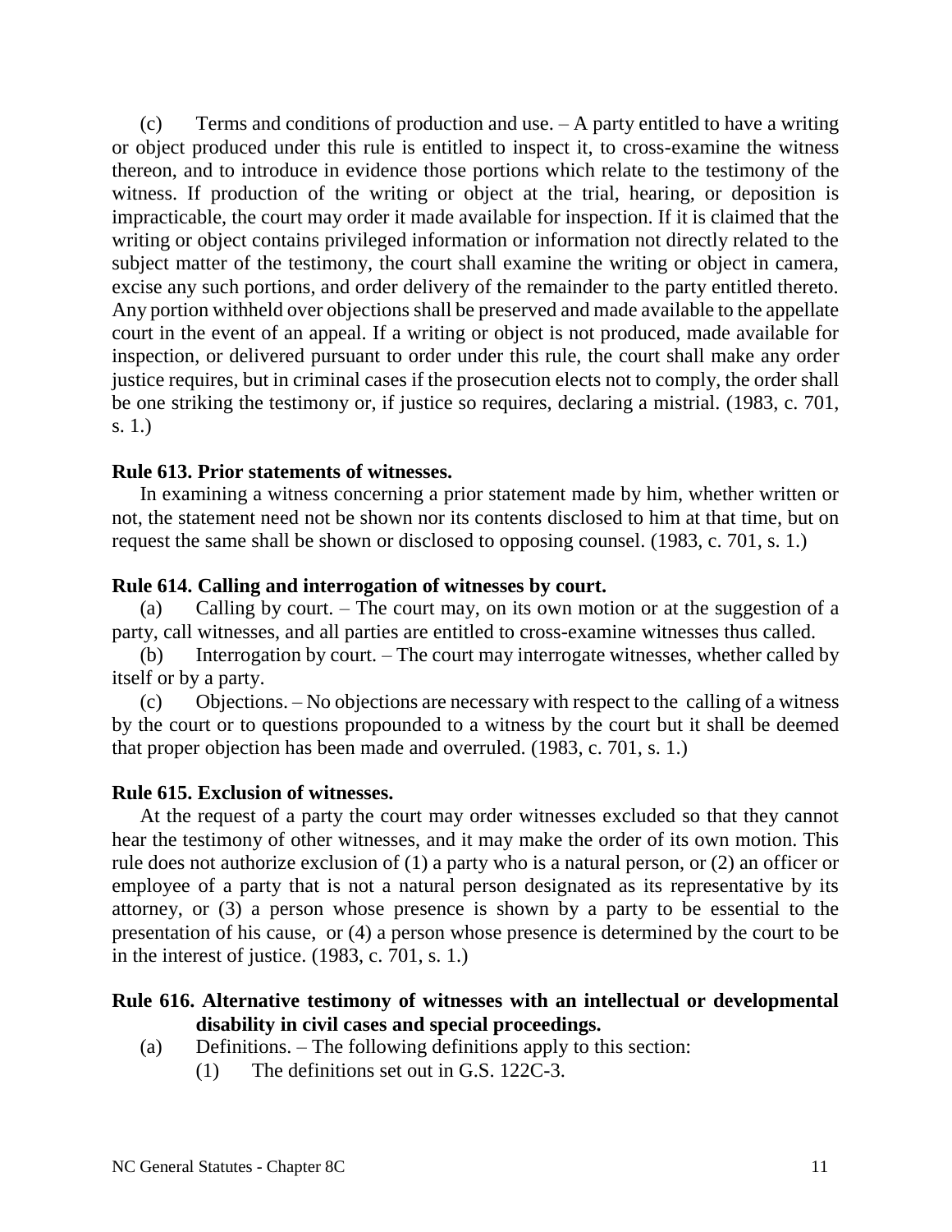(c) Terms and conditions of production and use. – A party entitled to have a writing or object produced under this rule is entitled to inspect it, to cross-examine the witness thereon, and to introduce in evidence those portions which relate to the testimony of the witness. If production of the writing or object at the trial, hearing, or deposition is impracticable, the court may order it made available for inspection. If it is claimed that the writing or object contains privileged information or information not directly related to the subject matter of the testimony, the court shall examine the writing or object in camera, excise any such portions, and order delivery of the remainder to the party entitled thereto. Any portion withheld over objections shall be preserved and made available to the appellate court in the event of an appeal. If a writing or object is not produced, made available for inspection, or delivered pursuant to order under this rule, the court shall make any order justice requires, but in criminal cases if the prosecution elects not to comply, the order shall be one striking the testimony or, if justice so requires, declaring a mistrial. (1983, c. 701, s. 1.)

**Rule 613. Prior statements of witnesses.**

In examining a witness concerning a prior statement made by him, whether written or not, the statement need not be shown nor its contents disclosed to him at that time, but on request the same shall be shown or disclosed to opposing counsel. (1983, c. 701, s. 1.)

**Rule 614. Calling and interrogation of witnesses by court.**

(a) Calling by court. – The court may, on its own motion or at the suggestion of a party, call witnesses, and all parties are entitled to cross-examine witnesses thus called.

(b) Interrogation by court. – The court may interrogate witnesses, whether called by itself or by a party.

(c) Objections. – No objections are necessary with respect to the calling of a witness by the court or to questions propounded to a witness by the court but it shall be deemed that proper objection has been made and overruled. (1983, c. 701, s. 1.)

**Rule 615. Exclusion of witnesses.**

At the request of a party the court may order witnesses excluded so that they cannot hear the testimony of other witnesses, and it may make the order of its own motion. This rule does not authorize exclusion of (1) a party who is a natural person, or (2) an officer or employee of a party that is not a natural person designated as its representative by its attorney, or (3) a person whose presence is shown by a party to be essential to the presentation of his cause, or (4) a person whose presence is determined by the court to be in the interest of justice. (1983, c. 701, s. 1.)

**Rule 616. Alternative testimony of witnesses with an intellectual or developmental disability in civil cases and special proceedings.**

(a) Definitions. – The following definitions apply to this section:

(1) The definitions set out in G.S. 122C-3.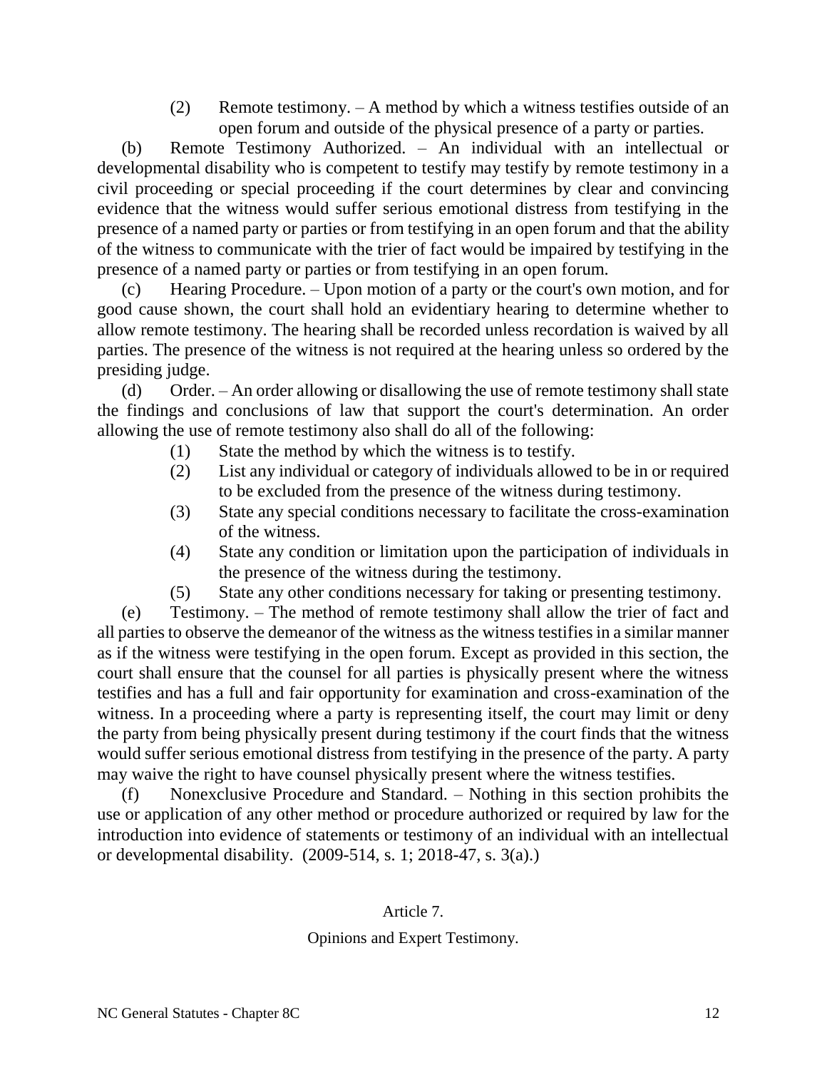(2) Remote testimony. – A method by which a witness testifies outside of an open forum and outside of the physical presence of a party or parties.

(b) Remote Testimony Authorized. – An individual with an intellectual or developmental disability who is competent to testify may testify by remote testimony in a civil proceeding or special proceeding if the court determines by clear and convincing evidence that the witness would suffer serious emotional distress from testifying in the presence of a named party or parties or from testifying in an open forum and that the ability of the witness to communicate with the trier of fact would be impaired by testifying in the presence of a named party or parties or from testifying in an open forum.

(c) Hearing Procedure. – Upon motion of a party or the court's own motion, and for good cause shown, the court shall hold an evidentiary hearing to determine whether to allow remote testimony. The hearing shall be recorded unless recordation is waived by all parties. The presence of the witness is not required at the hearing unless so ordered by the presiding judge.

(d) Order. – An order allowing or disallowing the use of remote testimony shall state the findings and conclusions of law that support the court's determination. An order allowing the use of remote testimony also shall do all of the following:

(1) State the method by which the witness is to testify.
(2) List any individual or category of individuals allowed to be in or required to be excluded from the presence of the witness during testimony.
(3) State any special conditions necessary to facilitate the cross-examination of the witness.
(4) State any condition or limitation upon the participation of individuals in the presence of the witness during the testimony.
(5) State any other conditions necessary for taking or presenting testimony.

(e) Testimony. – The method of remote testimony shall allow the trier of fact and all parties to observe the demeanor of the witness as the witness testifies in a similar manner as if the witness were testifying in the open forum. Except as provided in this section, the court shall ensure that the counsel for all parties is physically present where the witness testifies and has a full and fair opportunity for examination and cross-examination of the witness. In a proceeding where a party is representing itself, the court may limit or deny the party from being physically present during testimony if the court finds that the witness would suffer serious emotional distress from testifying in the presence of the party. A party may waive the right to have counsel physically present where the witness testifies.

(f) Nonexclusive Procedure and Standard. – Nothing in this section prohibits the use or application of any other method or procedure authorized or required by law for the introduction into evidence of statements or testimony of an individual with an intellectual or developmental disability. (2009-514, s. 1; 2018-47, s. 3(a).)

## Article 7.

## Opinions and Expert Testimony.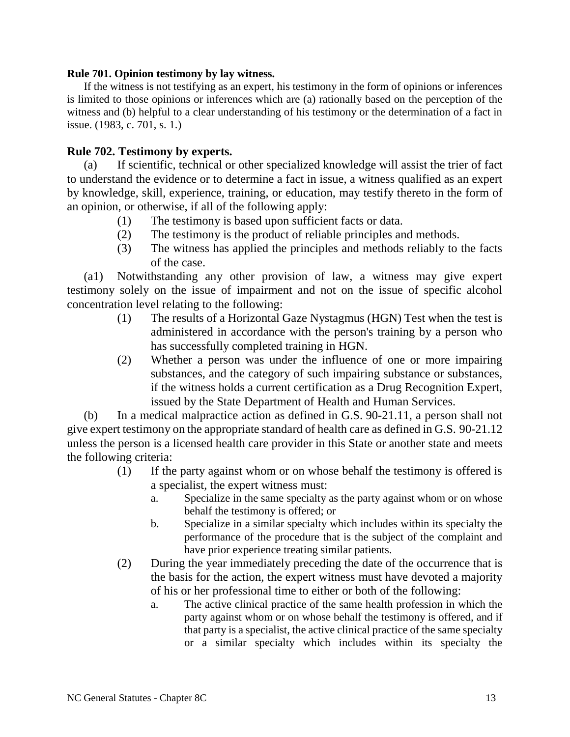**Rule 701. Opinion testimony by lay witness.**

If the witness is not testifying as an expert, his testimony in the form of opinions or inferences is limited to those opinions or inferences which are (a) rationally based on the perception of the witness and (b) helpful to a clear understanding of his testimony or the determination of a fact in issue. (1983, c. 701, s. 1.)

**Rule 702. Testimony by experts.**

(a) If scientific, technical or other specialized knowledge will assist the trier of fact to understand the evidence or to determine a fact in issue, a witness qualified as an expert by knowledge, skill, experience, training, or education, may testify thereto in the form of an opinion, or otherwise, if all of the following apply:

(1) The testimony is based upon sufficient facts or data.

(2) The testimony is the product of reliable principles and methods.

(3) The witness has applied the principles and methods reliably to the facts of the case.

(a1) Notwithstanding any other provision of law, a witness may give expert testimony solely on the issue of impairment and not on the issue of specific alcohol concentration level relating to the following:

(1) The results of a Horizontal Gaze Nystagmus (HGN) Test when the test is administered in accordance with the person's training by a person who has successfully completed training in HGN.

(2) Whether a person was under the influence of one or more impairing substances, and the category of such impairing substance or substances, if the witness holds a current certification as a Drug Recognition Expert, issued by the State Department of Health and Human Services.

(b) In a medical malpractice action as defined in G.S. 90-21.11, a person shall not give expert testimony on the appropriate standard of health care as defined in G.S. 90-21.12 unless the person is a licensed health care provider in this State or another state and meets the following criteria:

(1) If the party against whom or on whose behalf the testimony is offered is a specialist, the expert witness must:

a. Specialize in the same specialty as the party against whom or on whose behalf the testimony is offered; or

b. Specialize in a similar specialty which includes within its specialty the performance of the procedure that is the subject of the complaint and have prior experience treating similar patients.

(2) During the year immediately preceding the date of the occurrence that is the basis for the action, the expert witness must have devoted a majority of his or her professional time to either or both of the following:

a. The active clinical practice of the same health profession in which the party against whom or on whose behalf the testimony is offered, and if that party is a specialist, the active clinical practice of the same specialty or a similar specialty which includes within its specialty the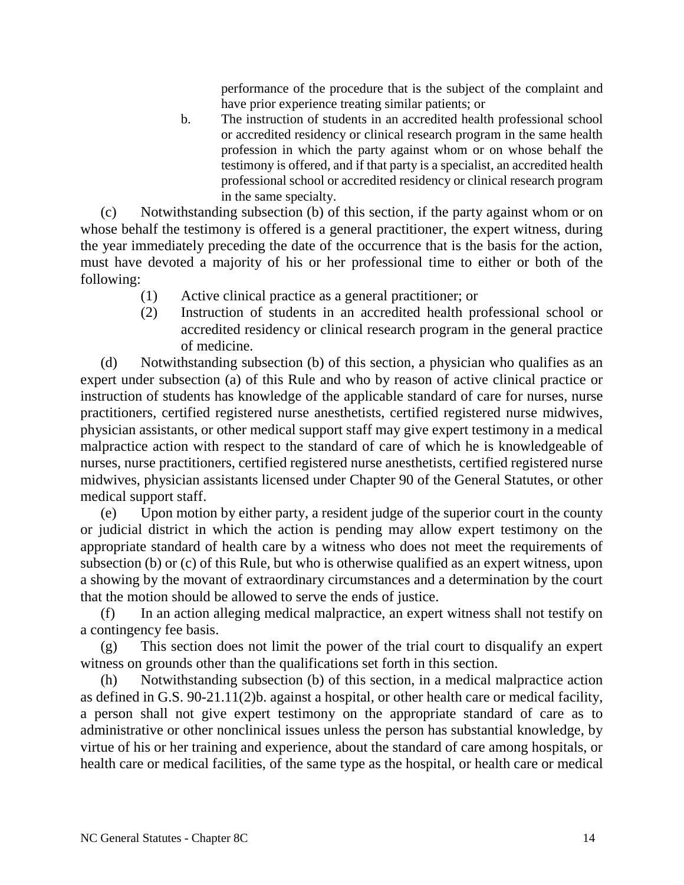performance of the procedure that is the subject of the complaint and have prior experience treating similar patients; or

b. The instruction of students in an accredited health professional school or accredited residency or clinical research program in the same health profession in which the party against whom or on whose behalf the testimony is offered, and if that party is a specialist, an accredited health professional school or accredited residency or clinical research program in the same specialty.

(c) Notwithstanding subsection (b) of this section, if the party against whom or on whose behalf the testimony is offered is a general practitioner, the expert witness, during the year immediately preceding the date of the occurrence that is the basis for the action, must have devoted a majority of his or her professional time to either or both of the following:

(1) Active clinical practice as a general practitioner; or

(2) Instruction of students in an accredited health professional school or accredited residency or clinical research program in the general practice of medicine.

(d) Notwithstanding subsection (b) of this section, a physician who qualifies as an expert under subsection (a) of this Rule and who by reason of active clinical practice or instruction of students has knowledge of the applicable standard of care for nurses, nurse practitioners, certified registered nurse anesthetists, certified registered nurse midwives, physician assistants, or other medical support staff may give expert testimony in a medical malpractice action with respect to the standard of care of which he is knowledgeable of nurses, nurse practitioners, certified registered nurse anesthetists, certified registered nurse midwives, physician assistants licensed under Chapter 90 of the General Statutes, or other medical support staff.

(e) Upon motion by either party, a resident judge of the superior court in the county or judicial district in which the action is pending may allow expert testimony on the appropriate standard of health care by a witness who does not meet the requirements of subsection (b) or (c) of this Rule, but who is otherwise qualified as an expert witness, upon a showing by the movant of extraordinary circumstances and a determination by the court that the motion should be allowed to serve the ends of justice.

(f) In an action alleging medical malpractice, an expert witness shall not testify on a contingency fee basis.

(g) This section does not limit the power of the trial court to disqualify an expert witness on grounds other than the qualifications set forth in this section.

(h) Notwithstanding subsection (b) of this section, in a medical malpractice action as defined in G.S. 90-21.11(2)b. against a hospital, or other health care or medical facility, a person shall not give expert testimony on the appropriate standard of care as to administrative or other nonclinical issues unless the person has substantial knowledge, by virtue of his or her training and experience, about the standard of care among hospitals, or health care or medical facilities, of the same type as the hospital, or health care or medical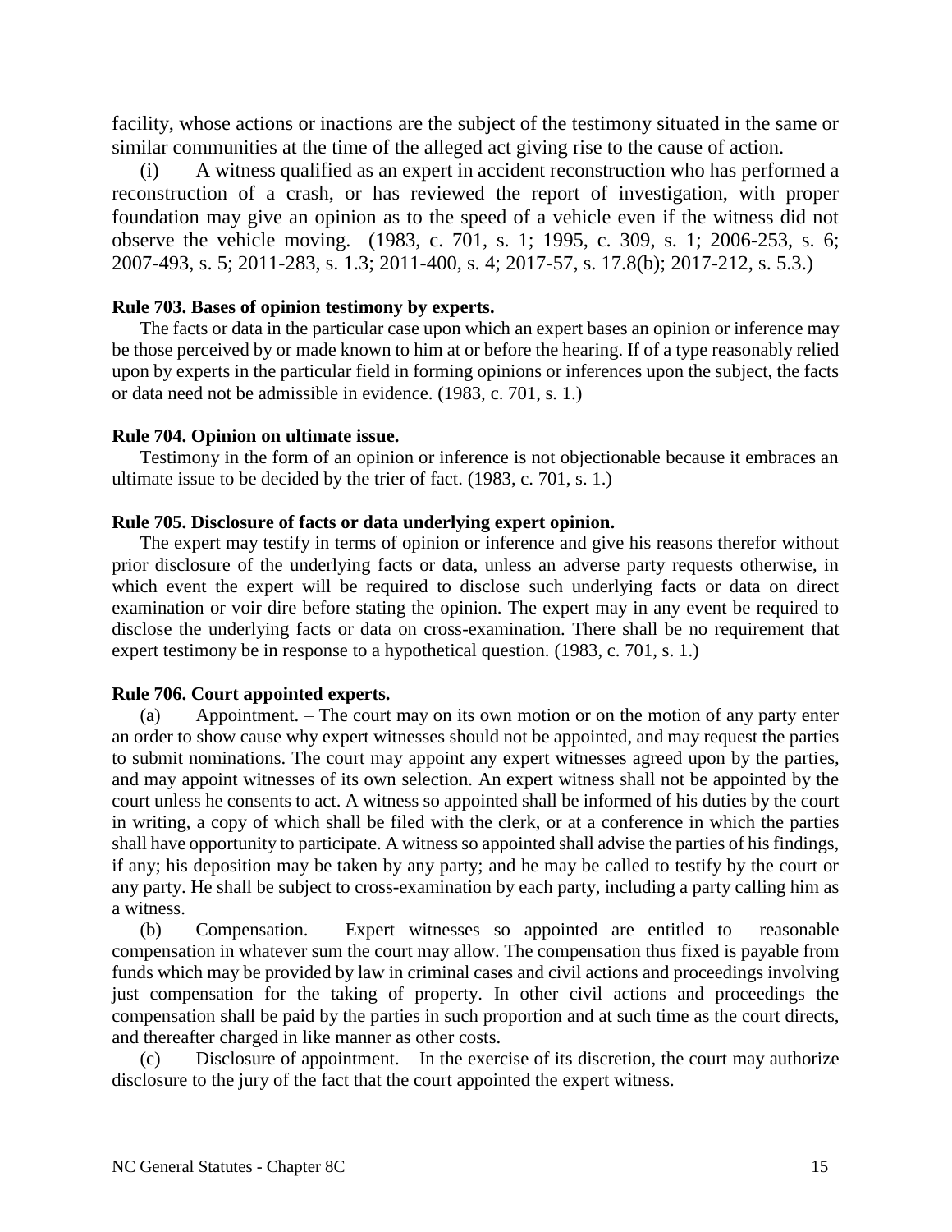facility, whose actions or inactions are the subject of the testimony situated in the same or similar communities at the time of the alleged act giving rise to the cause of action.

(i) A witness qualified as an expert in accident reconstruction who has performed a reconstruction of a crash, or has reviewed the report of investigation, with proper foundation may give an opinion as to the speed of a vehicle even if the witness did not observe the vehicle moving. (1983, c. 701, s. 1; 1995, c. 309, s. 1; 2006-253, s. 6; 2007-493, s. 5; 2011-283, s. 1.3; 2011-400, s. 4; 2017-57, s. 17.8(b); 2017-212, s. 5.3.)

**Rule 703. Bases of opinion testimony by experts.**

The facts or data in the particular case upon which an expert bases an opinion or inference may be those perceived by or made known to him at or before the hearing. If of a type reasonably relied upon by experts in the particular field in forming opinions or inferences upon the subject, the facts or data need not be admissible in evidence. (1983, c. 701, s. 1.)

**Rule 704. Opinion on ultimate issue.**

Testimony in the form of an opinion or inference is not objectionable because it embraces an ultimate issue to be decided by the trier of fact. (1983, c. 701, s. 1.)

**Rule 705. Disclosure of facts or data underlying expert opinion.**

The expert may testify in terms of opinion or inference and give his reasons therefor without prior disclosure of the underlying facts or data, unless an adverse party requests otherwise, in which event the expert will be required to disclose such underlying facts or data on direct examination or voir dire before stating the opinion. The expert may in any event be required to disclose the underlying facts or data on cross-examination. There shall be no requirement that expert testimony be in response to a hypothetical question. (1983, c. 701, s. 1.)

**Rule 706. Court appointed experts.**

(a) Appointment. – The court may on its own motion or on the motion of any party enter an order to show cause why expert witnesses should not be appointed, and may request the parties to submit nominations. The court may appoint any expert witnesses agreed upon by the parties, and may appoint witnesses of its own selection. An expert witness shall not be appointed by the court unless he consents to act. A witness so appointed shall be informed of his duties by the court in writing, a copy of which shall be filed with the clerk, or at a conference in which the parties shall have opportunity to participate. A witness so appointed shall advise the parties of his findings, if any; his deposition may be taken by any party; and he may be called to testify by the court or any party. He shall be subject to cross-examination by each party, including a party calling him as a witness.

(b) Compensation. – Expert witnesses so appointed are entitled to reasonable compensation in whatever sum the court may allow. The compensation thus fixed is payable from funds which may be provided by law in criminal cases and civil actions and proceedings involving just compensation for the taking of property. In other civil actions and proceedings the compensation shall be paid by the parties in such proportion and at such time as the court directs, and thereafter charged in like manner as other costs.

(c) Disclosure of appointment. – In the exercise of its discretion, the court may authorize disclosure to the jury of the fact that the court appointed the expert witness.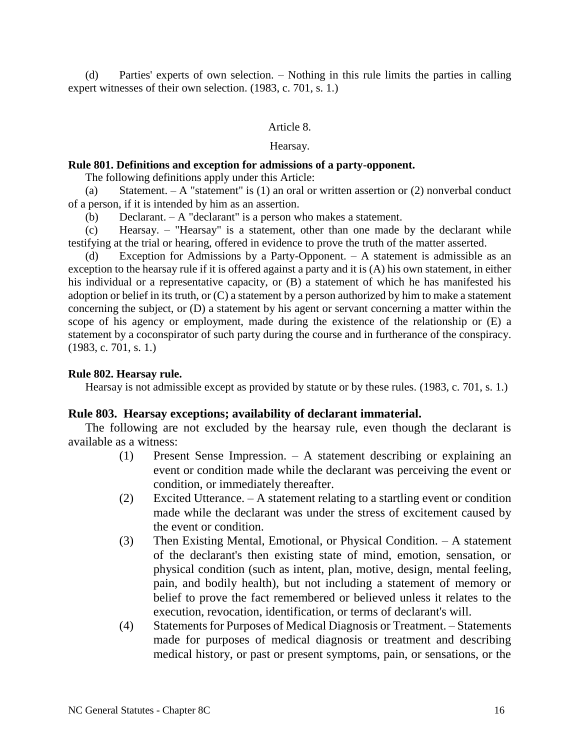(d) Parties' experts of own selection. – Nothing in this rule limits the parties in calling expert witnesses of their own selection. (1983, c. 701, s. 1.)

Article 8.

Hearsay.

**Rule 801. Definitions and exception for admissions of a party-opponent.**

The following definitions apply under this Article:

(a) Statement. – A "statement" is (1) an oral or written assertion or (2) nonverbal conduct of a person, if it is intended by him as an assertion.

(b) Declarant. – A "declarant" is a person who makes a statement.

(c) Hearsay. – "Hearsay" is a statement, other than one made by the declarant while testifying at the trial or hearing, offered in evidence to prove the truth of the matter asserted.

(d) Exception for Admissions by a Party-Opponent. – A statement is admissible as an exception to the hearsay rule if it is offered against a party and it is (A) his own statement, in either his individual or a representative capacity, or (B) a statement of which he has manifested his adoption or belief in its truth, or (C) a statement by a person authorized by him to make a statement concerning the subject, or (D) a statement by his agent or servant concerning a matter within the scope of his agency or employment, made during the existence of the relationship or (E) a statement by a coconspirator of such party during the course and in furtherance of the conspiracy. (1983, c. 701, s. 1.)

**Rule 802. Hearsay rule.**

Hearsay is not admissible except as provided by statute or by these rules. (1983, c. 701, s. 1.)

**Rule 803. Hearsay exceptions; availability of declarant immaterial.**

The following are not excluded by the hearsay rule, even though the declarant is available as a witness:

(1) Present Sense Impression. – A statement describing or explaining an event or condition made while the declarant was perceiving the event or condition, or immediately thereafter.

(2) Excited Utterance. – A statement relating to a startling event or condition made while the declarant was under the stress of excitement caused by the event or condition.

(3) Then Existing Mental, Emotional, or Physical Condition. – A statement of the declarant's then existing state of mind, emotion, sensation, or physical condition (such as intent, plan, motive, design, mental feeling, pain, and bodily health), but not including a statement of memory or belief to prove the fact remembered or believed unless it relates to the execution, revocation, identification, or terms of declarant's will.

(4) Statements for Purposes of Medical Diagnosis or Treatment. – Statements made for purposes of medical diagnosis or treatment and describing medical history, or past or present symptoms, pain, or sensations, or the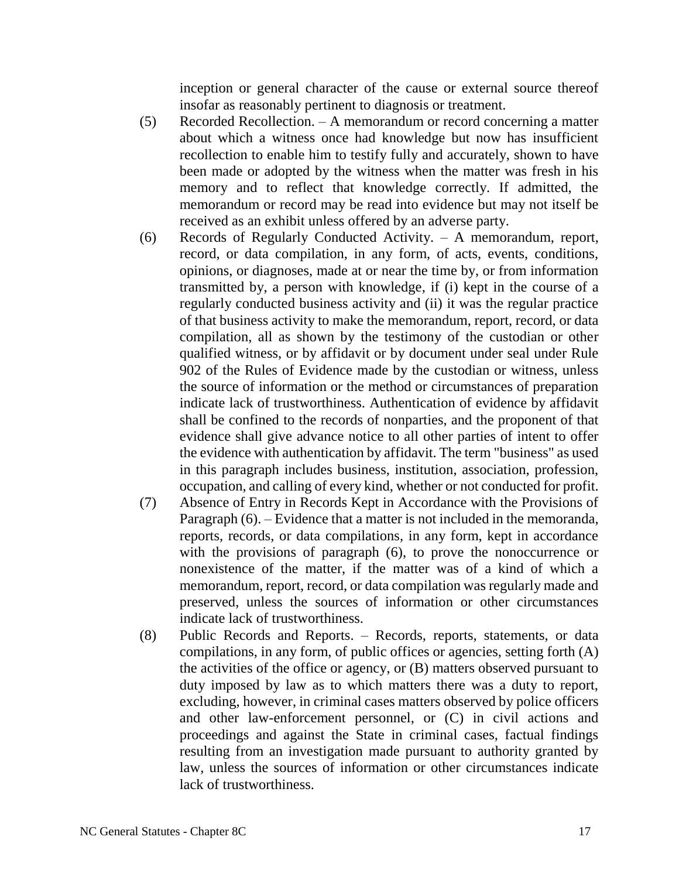inception or general character of the cause or external source thereof insofar as reasonably pertinent to diagnosis or treatment.

(5) Recorded Recollection. – A memorandum or record concerning a matter about which a witness once had knowledge but now has insufficient recollection to enable him to testify fully and accurately, shown to have been made or adopted by the witness when the matter was fresh in his memory and to reflect that knowledge correctly. If admitted, the memorandum or record may be read into evidence but may not itself be received as an exhibit unless offered by an adverse party.

(6) Records of Regularly Conducted Activity. – A memorandum, report, record, or data compilation, in any form, of acts, events, conditions, opinions, or diagnoses, made at or near the time by, or from information transmitted by, a person with knowledge, if (i) kept in the course of a regularly conducted business activity and (ii) it was the regular practice of that business activity to make the memorandum, report, record, or data compilation, all as shown by the testimony of the custodian or other qualified witness, or by affidavit or by document under seal under Rule 902 of the Rules of Evidence made by the custodian or witness, unless the source of information or the method or circumstances of preparation indicate lack of trustworthiness. Authentication of evidence by affidavit shall be confined to the records of nonparties, and the proponent of that evidence shall give advance notice to all other parties of intent to offer the evidence with authentication by affidavit. The term "business" as used in this paragraph includes business, institution, association, profession, occupation, and calling of every kind, whether or not conducted for profit.

(7) Absence of Entry in Records Kept in Accordance with the Provisions of Paragraph (6). – Evidence that a matter is not included in the memoranda, reports, records, or data compilations, in any form, kept in accordance with the provisions of paragraph (6), to prove the nonoccurrence or nonexistence of the matter, if the matter was of a kind of which a memorandum, report, record, or data compilation was regularly made and preserved, unless the sources of information or other circumstances indicate lack of trustworthiness.

(8) Public Records and Reports. – Records, reports, statements, or data compilations, in any form, of public offices or agencies, setting forth (A) the activities of the office or agency, or (B) matters observed pursuant to duty imposed by law as to which matters there was a duty to report, excluding, however, in criminal cases matters observed by police officers and other law-enforcement personnel, or (C) in civil actions and proceedings and against the State in criminal cases, factual findings resulting from an investigation made pursuant to authority granted by law, unless the sources of information or other circumstances indicate lack of trustworthiness.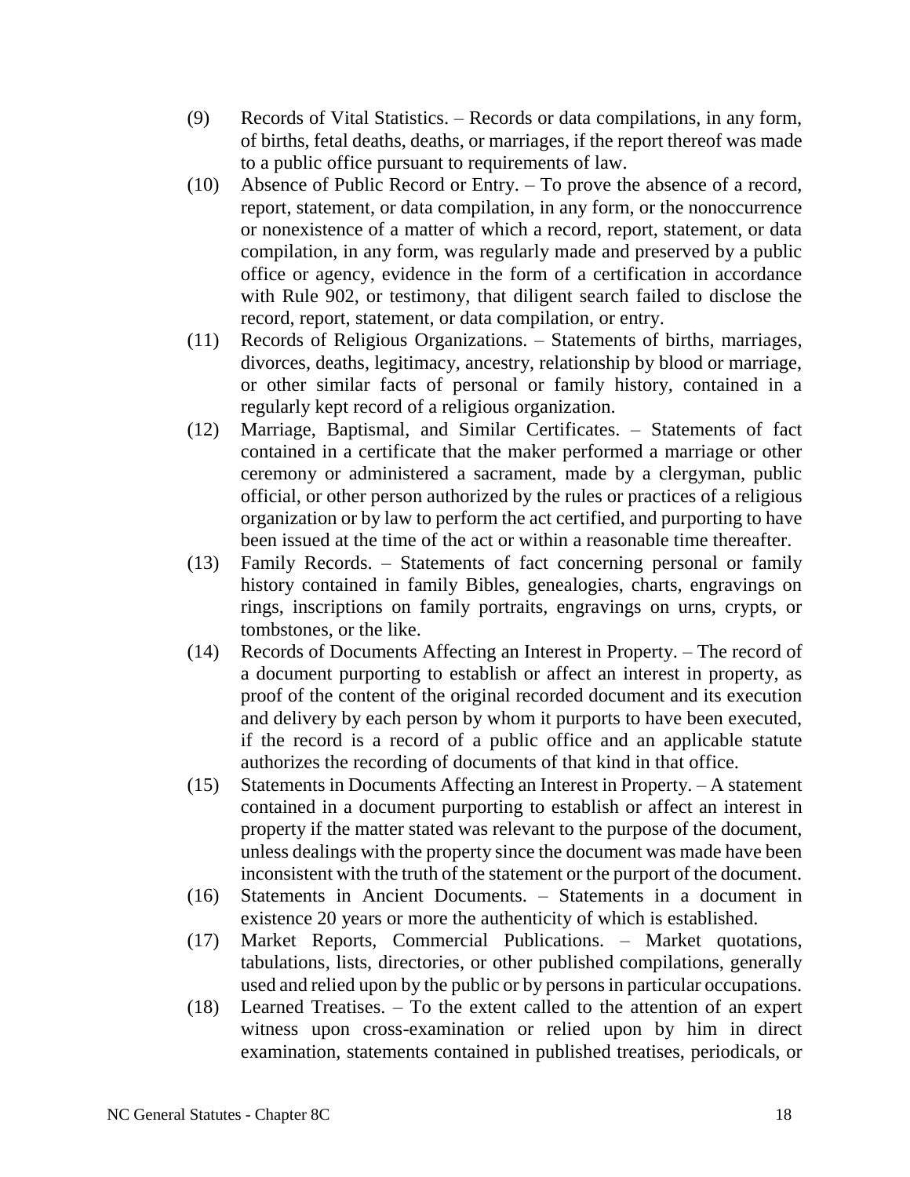(9) Records of Vital Statistics. – Records or data compilations, in any form, of births, fetal deaths, deaths, or marriages, if the report thereof was made to a public office pursuant to requirements of law.

(10) Absence of Public Record or Entry. – To prove the absence of a record, report, statement, or data compilation, in any form, or the nonoccurrence or nonexistence of a matter of which a record, report, statement, or data compilation, in any form, was regularly made and preserved by a public office or agency, evidence in the form of a certification in accordance with Rule 902, or testimony, that diligent search failed to disclose the record, report, statement, or data compilation, or entry.

(11) Records of Religious Organizations. – Statements of births, marriages, divorces, deaths, legitimacy, ancestry, relationship by blood or marriage, or other similar facts of personal or family history, contained in a regularly kept record of a religious organization.

(12) Marriage, Baptismal, and Similar Certificates. – Statements of fact contained in a certificate that the maker performed a marriage or other ceremony or administered a sacrament, made by a clergyman, public official, or other person authorized by the rules or practices of a religious organization or by law to perform the act certified, and purporting to have been issued at the time of the act or within a reasonable time thereafter.

(13) Family Records. – Statements of fact concerning personal or family history contained in family Bibles, genealogies, charts, engravings on rings, inscriptions on family portraits, engravings on urns, crypts, or tombstones, or the like.

(14) Records of Documents Affecting an Interest in Property. – The record of a document purporting to establish or affect an interest in property, as proof of the content of the original recorded document and its execution and delivery by each person by whom it purports to have been executed, if the record is a record of a public office and an applicable statute authorizes the recording of documents of that kind in that office.

(15) Statements in Documents Affecting an Interest in Property. – A statement contained in a document purporting to establish or affect an interest in property if the matter stated was relevant to the purpose of the document, unless dealings with the property since the document was made have been inconsistent with the truth of the statement or the purport of the document.

(16) Statements in Ancient Documents. – Statements in a document in existence 20 years or more the authenticity of which is established.

(17) Market Reports, Commercial Publications. – Market quotations, tabulations, lists, directories, or other published compilations, generally used and relied upon by the public or by persons in particular occupations.

(18) Learned Treatises. – To the extent called to the attention of an expert witness upon cross-examination or relied upon by him in direct examination, statements contained in published treatises, periodicals, or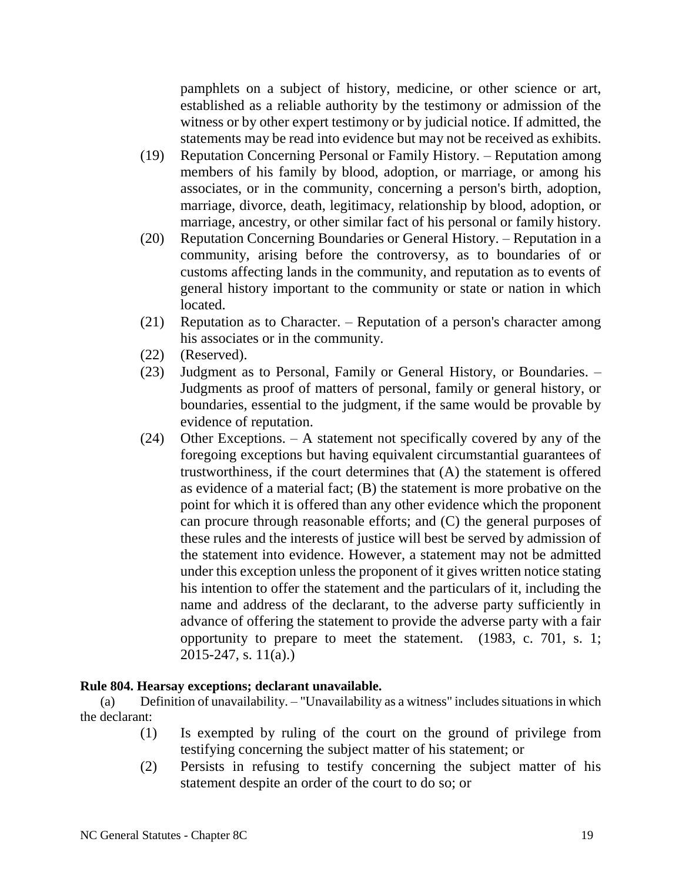pamphlets on a subject of history, medicine, or other science or art, established as a reliable authority by the testimony or admission of the witness or by other expert testimony or by judicial notice. If admitted, the statements may be read into evidence but may not be received as exhibits.

(19) Reputation Concerning Personal or Family History. – Reputation among members of his family by blood, adoption, or marriage, or among his associates, or in the community, concerning a person's birth, adoption, marriage, divorce, death, legitimacy, relationship by blood, adoption, or marriage, ancestry, or other similar fact of his personal or family history.

(20) Reputation Concerning Boundaries or General History. – Reputation in a community, arising before the controversy, as to boundaries of or customs affecting lands in the community, and reputation as to events of general history important to the community or state or nation in which located.

(21) Reputation as to Character. – Reputation of a person's character among his associates or in the community.

(22) (Reserved).

(23) Judgment as to Personal, Family or General History, or Boundaries. – Judgments as proof of matters of personal, family or general history, or boundaries, essential to the judgment, if the same would be provable by evidence of reputation.

(24) Other Exceptions. – A statement not specifically covered by any of the foregoing exceptions but having equivalent circumstantial guarantees of trustworthiness, if the court determines that (A) the statement is offered as evidence of a material fact; (B) the statement is more probative on the point for which it is offered than any other evidence which the proponent can procure through reasonable efforts; and (C) the general purposes of these rules and the interests of justice will best be served by admission of the statement into evidence. However, a statement may not be admitted under this exception unless the proponent of it gives written notice stating his intention to offer the statement and the particulars of it, including the name and address of the declarant, to the adverse party sufficiently in advance of offering the statement to provide the adverse party with a fair opportunity to prepare to meet the statement. (1983, c. 701, s. 1; 2015-247, s. 11(a).)

**Rule 804. Hearsay exceptions; declarant unavailable.**

(a) Definition of unavailability. – "Unavailability as a witness" includes situations in which the declarant:

(1) Is exempted by ruling of the court on the ground of privilege from testifying concerning the subject matter of his statement; or

(2) Persists in refusing to testify concerning the subject matter of his statement despite an order of the court to do so; or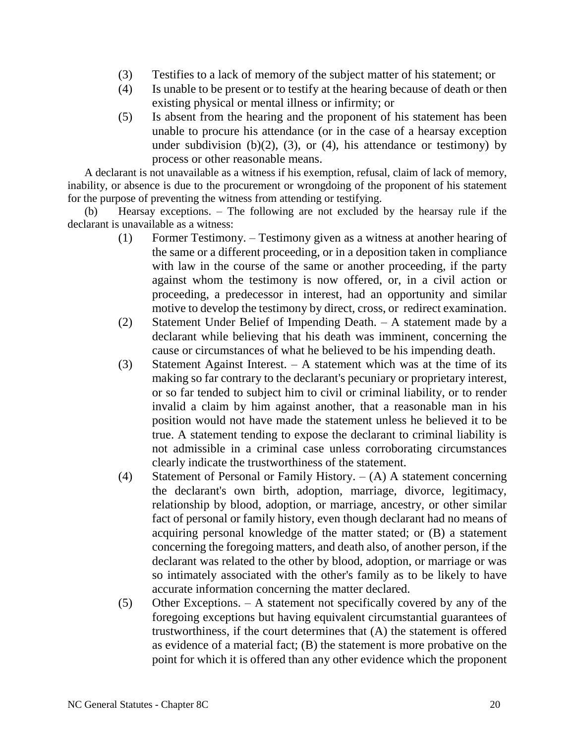(3) Testifies to a lack of memory of the subject matter of his statement; or

(4) Is unable to be present or to testify at the hearing because of death or then existing physical or mental illness or infirmity; or

(5) Is absent from the hearing and the proponent of his statement has been unable to procure his attendance (or in the case of a hearsay exception under subdivision (b)(2), (3), or (4), his attendance or testimony) by process or other reasonable means.

A declarant is not unavailable as a witness if his exemption, refusal, claim of lack of memory, inability, or absence is due to the procurement or wrongdoing of the proponent of his statement for the purpose of preventing the witness from attending or testifying.

(b) Hearsay exceptions. – The following are not excluded by the hearsay rule if the declarant is unavailable as a witness:

(1) Former Testimony. – Testimony given as a witness at another hearing of the same or a different proceeding, or in a deposition taken in compliance with law in the course of the same or another proceeding, if the party against whom the testimony is now offered, or, in a civil action or proceeding, a predecessor in interest, had an opportunity and similar motive to develop the testimony by direct, cross, or redirect examination.

(2) Statement Under Belief of Impending Death. – A statement made by a declarant while believing that his death was imminent, concerning the cause or circumstances of what he believed to be his impending death.

(3) Statement Against Interest. – A statement which was at the time of its making so far contrary to the declarant's pecuniary or proprietary interest, or so far tended to subject him to civil or criminal liability, or to render invalid a claim by him against another, that a reasonable man in his position would not have made the statement unless he believed it to be true. A statement tending to expose the declarant to criminal liability is not admissible in a criminal case unless corroborating circumstances clearly indicate the trustworthiness of the statement.

(4) Statement of Personal or Family History. – (A) A statement concerning the declarant's own birth, adoption, marriage, divorce, legitimacy, relationship by blood, adoption, or marriage, ancestry, or other similar fact of personal or family history, even though declarant had no means of acquiring personal knowledge of the matter stated; or (B) a statement concerning the foregoing matters, and death also, of another person, if the declarant was related to the other by blood, adoption, or marriage or was so intimately associated with the other's family as to be likely to have accurate information concerning the matter declared.

(5) Other Exceptions. – A statement not specifically covered by any of the foregoing exceptions but having equivalent circumstantial guarantees of trustworthiness, if the court determines that (A) the statement is offered as evidence of a material fact; (B) the statement is more probative on the point for which it is offered than any other evidence which the proponent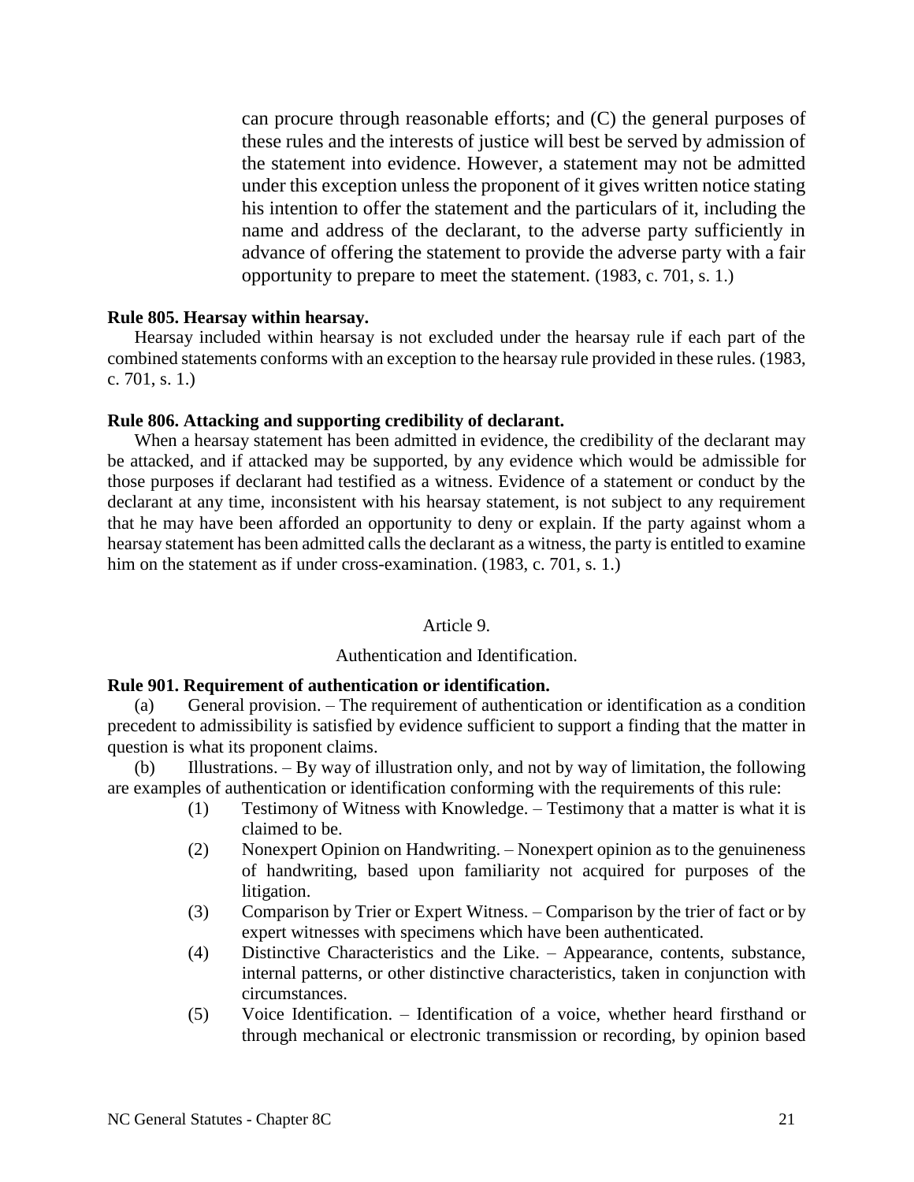can procure through reasonable efforts; and (C) the general purposes of these rules and the interests of justice will best be served by admission of the statement into evidence. However, a statement may not be admitted under this exception unless the proponent of it gives written notice stating his intention to offer the statement and the particulars of it, including the name and address of the declarant, to the adverse party sufficiently in advance of offering the statement to provide the adverse party with a fair opportunity to prepare to meet the statement. (1983, c. 701, s. 1.)

**Rule 805. Hearsay within hearsay.**

Hearsay included within hearsay is not excluded under the hearsay rule if each part of the combined statements conforms with an exception to the hearsay rule provided in these rules. (1983, c. 701, s. 1.)

**Rule 806. Attacking and supporting credibility of declarant.**

When a hearsay statement has been admitted in evidence, the credibility of the declarant may be attacked, and if attacked may be supported, by any evidence which would be admissible for those purposes if declarant had testified as a witness. Evidence of a statement or conduct by the declarant at any time, inconsistent with his hearsay statement, is not subject to any requirement that he may have been afforded an opportunity to deny or explain. If the party against whom a hearsay statement has been admitted calls the declarant as a witness, the party is entitled to examine him on the statement as if under cross-examination. (1983, c. 701, s. 1.)

Article 9.

Authentication and Identification.

**Rule 901. Requirement of authentication or identification.**

(a) General provision. – The requirement of authentication or identification as a condition precedent to admissibility is satisfied by evidence sufficient to support a finding that the matter in question is what its proponent claims.

(b) Illustrations. – By way of illustration only, and not by way of limitation, the following are examples of authentication or identification conforming with the requirements of this rule:

(1) Testimony of Witness with Knowledge. – Testimony that a matter is what it is claimed to be.

(2) Nonexpert Opinion on Handwriting. – Nonexpert opinion as to the genuineness of handwriting, based upon familiarity not acquired for purposes of the litigation.

(3) Comparison by Trier or Expert Witness. – Comparison by the trier of fact or by expert witnesses with specimens which have been authenticated.

(4) Distinctive Characteristics and the Like. – Appearance, contents, substance, internal patterns, or other distinctive characteristics, taken in conjunction with circumstances.

(5) Voice Identification. – Identification of a voice, whether heard firsthand or through mechanical or electronic transmission or recording, by opinion based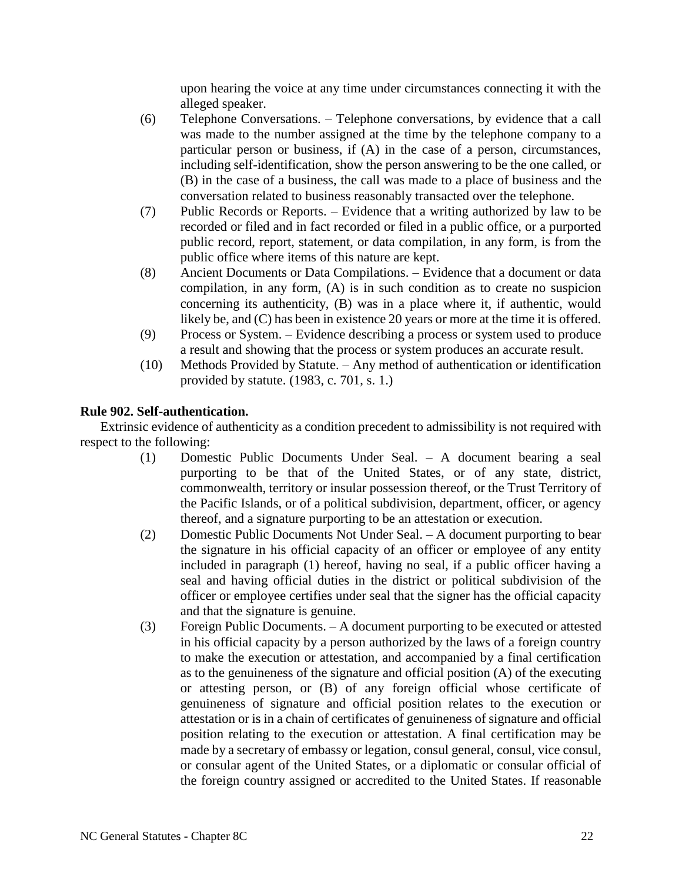upon hearing the voice at any time under circumstances connecting it with the alleged speaker.

(6) Telephone Conversations. – Telephone conversations, by evidence that a call was made to the number assigned at the time by the telephone company to a particular person or business, if (A) in the case of a person, circumstances, including self-identification, show the person answering to be the one called, or (B) in the case of a business, the call was made to a place of business and the conversation related to business reasonably transacted over the telephone.

(7) Public Records or Reports. – Evidence that a writing authorized by law to be recorded or filed and in fact recorded or filed in a public office, or a purported public record, report, statement, or data compilation, in any form, is from the public office where items of this nature are kept.

(8) Ancient Documents or Data Compilations. – Evidence that a document or data compilation, in any form, (A) is in such condition as to create no suspicion concerning its authenticity, (B) was in a place where it, if authentic, would likely be, and (C) has been in existence 20 years or more at the time it is offered.

(9) Process or System. – Evidence describing a process or system used to produce a result and showing that the process or system produces an accurate result.

(10) Methods Provided by Statute. – Any method of authentication or identification provided by statute. (1983, c. 701, s. 1.)

**Rule 902. Self-authentication.**

Extrinsic evidence of authenticity as a condition precedent to admissibility is not required with respect to the following:

(1) Domestic Public Documents Under Seal. – A document bearing a seal purporting to be that of the United States, or of any state, district, commonwealth, territory or insular possession thereof, or the Trust Territory of the Pacific Islands, or of a political subdivision, department, officer, or agency thereof, and a signature purporting to be an attestation or execution.

(2) Domestic Public Documents Not Under Seal. – A document purporting to bear the signature in his official capacity of an officer or employee of any entity included in paragraph (1) hereof, having no seal, if a public officer having a seal and having official duties in the district or political subdivision of the officer or employee certifies under seal that the signer has the official capacity and that the signature is genuine.

(3) Foreign Public Documents. – A document purporting to be executed or attested in his official capacity by a person authorized by the laws of a foreign country to make the execution or attestation, and accompanied by a final certification as to the genuineness of the signature and official position (A) of the executing or attesting person, or (B) of any foreign official whose certificate of genuineness of signature and official position relates to the execution or attestation or is in a chain of certificates of genuineness of signature and official position relating to the execution or attestation. A final certification may be made by a secretary of embassy or legation, consul general, consul, vice consul, or consular agent of the United States, or a diplomatic or consular official of the foreign country assigned or accredited to the United States. If reasonable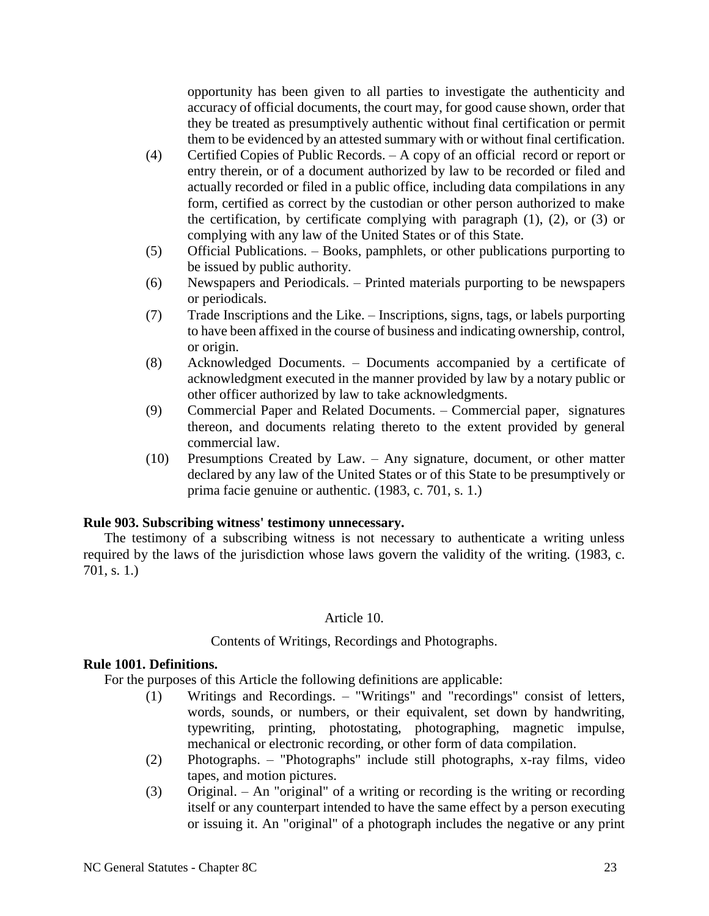opportunity has been given to all parties to investigate the authenticity and accuracy of official documents, the court may, for good cause shown, order that they be treated as presumptively authentic without final certification or permit them to be evidenced by an attested summary with or without final certification.

(4) Certified Copies of Public Records. – A copy of an official record or report or entry therein, or of a document authorized by law to be recorded or filed and actually recorded or filed in a public office, including data compilations in any form, certified as correct by the custodian or other person authorized to make the certification, by certificate complying with paragraph (1), (2), or (3) or complying with any law of the United States or of this State.

(5) Official Publications. – Books, pamphlets, or other publications purporting to be issued by public authority.

(6) Newspapers and Periodicals. – Printed materials purporting to be newspapers or periodicals.

(7) Trade Inscriptions and the Like. – Inscriptions, signs, tags, or labels purporting to have been affixed in the course of business and indicating ownership, control, or origin.

(8) Acknowledged Documents. – Documents accompanied by a certificate of acknowledgment executed in the manner provided by law by a notary public or other officer authorized by law to take acknowledgments.

(9) Commercial Paper and Related Documents. – Commercial paper, signatures thereon, and documents relating thereto to the extent provided by general commercial law.

(10) Presumptions Created by Law. – Any signature, document, or other matter declared by any law of the United States or of this State to be presumptively or prima facie genuine or authentic. (1983, c. 701, s. 1.)

**Rule 903. Subscribing witness' testimony unnecessary.**

The testimony of a subscribing witness is not necessary to authenticate a writing unless required by the laws of the jurisdiction whose laws govern the validity of the writing. (1983, c. 701, s. 1.)

## Article 10.

## Contents of Writings, Recordings and Photographs.

**Rule 1001. Definitions.**

For the purposes of this Article the following definitions are applicable:

(1) Writings and Recordings. – "Writings" and "recordings" consist of letters, words, sounds, or numbers, or their equivalent, set down by handwriting, typewriting, printing, photostating, photographing, magnetic impulse, mechanical or electronic recording, or other form of data compilation.

(2) Photographs. – "Photographs" include still photographs, x-ray films, video tapes, and motion pictures.

(3) Original. – An "original" of a writing or recording is the writing or recording itself or any counterpart intended to have the same effect by a person executing or issuing it. An "original" of a photograph includes the negative or any print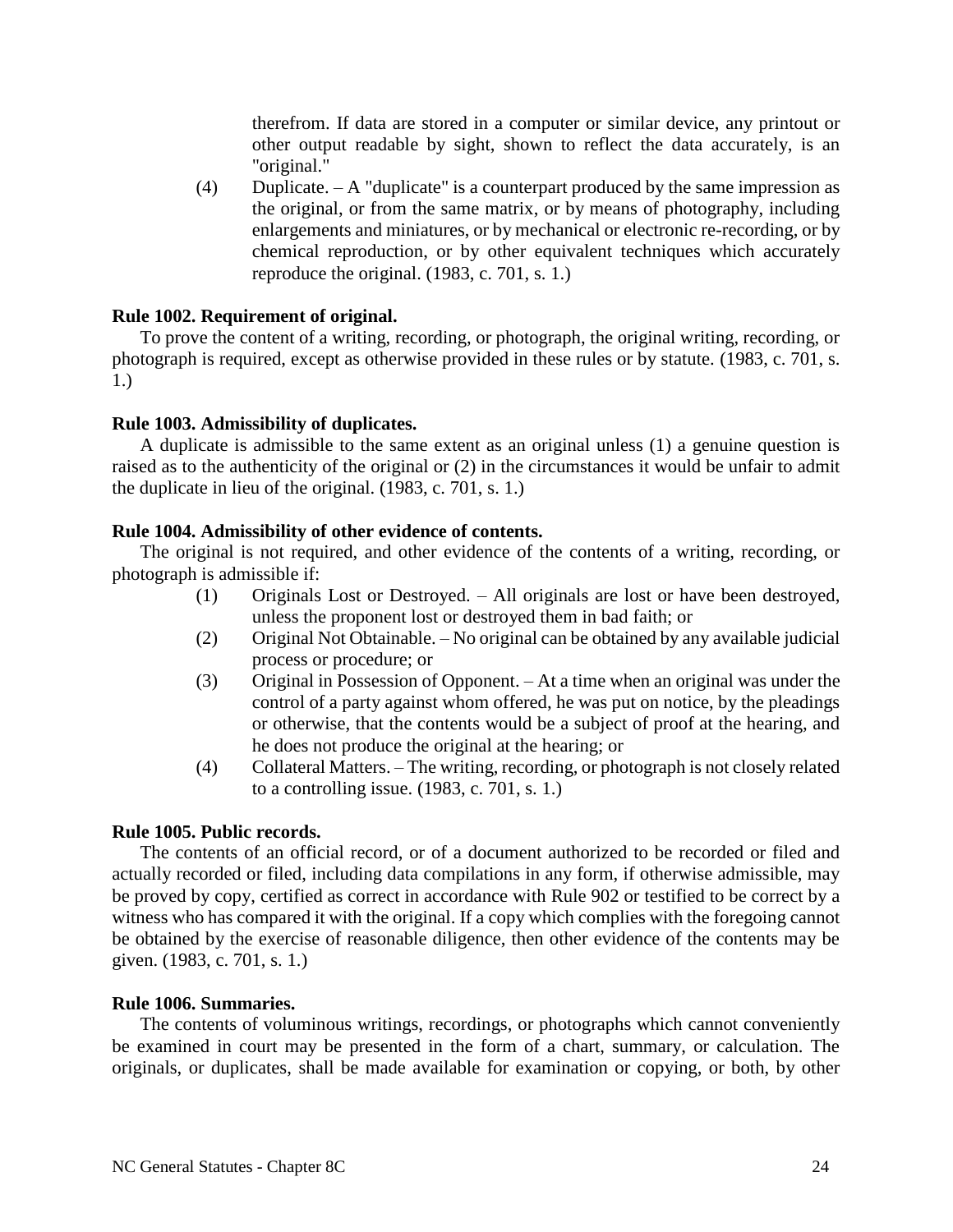therefrom. If data are stored in a computer or similar device, any printout or other output readable by sight, shown to reflect the data accurately, is an "original."

(4) Duplicate. – A "duplicate" is a counterpart produced by the same impression as the original, or from the same matrix, or by means of photography, including enlargements and miniatures, or by mechanical or electronic re-recording, or by chemical reproduction, or by other equivalent techniques which accurately reproduce the original. (1983, c. 701, s. 1.)

**Rule 1002. Requirement of original.**

To prove the content of a writing, recording, or photograph, the original writing, recording, or photograph is required, except as otherwise provided in these rules or by statute. (1983, c. 701, s. 1.)

**Rule 1003. Admissibility of duplicates.**

A duplicate is admissible to the same extent as an original unless (1) a genuine question is raised as to the authenticity of the original or (2) in the circumstances it would be unfair to admit the duplicate in lieu of the original. (1983, c. 701, s. 1.)

**Rule 1004. Admissibility of other evidence of contents.**

The original is not required, and other evidence of the contents of a writing, recording, or photograph is admissible if:

(1) Originals Lost or Destroyed. – All originals are lost or have been destroyed, unless the proponent lost or destroyed them in bad faith; or

(2) Original Not Obtainable. – No original can be obtained by any available judicial process or procedure; or

(3) Original in Possession of Opponent. – At a time when an original was under the control of a party against whom offered, he was put on notice, by the pleadings or otherwise, that the contents would be a subject of proof at the hearing, and he does not produce the original at the hearing; or

(4) Collateral Matters. – The writing, recording, or photograph is not closely related to a controlling issue. (1983, c. 701, s. 1.)

**Rule 1005. Public records.**

The contents of an official record, or of a document authorized to be recorded or filed and actually recorded or filed, including data compilations in any form, if otherwise admissible, may be proved by copy, certified as correct in accordance with Rule 902 or testified to be correct by a witness who has compared it with the original. If a copy which complies with the foregoing cannot be obtained by the exercise of reasonable diligence, then other evidence of the contents may be given. (1983, c. 701, s. 1.)

**Rule 1006. Summaries.**

The contents of voluminous writings, recordings, or photographs which cannot conveniently be examined in court may be presented in the form of a chart, summary, or calculation. The originals, or duplicates, shall be made available for examination or copying, or both, by other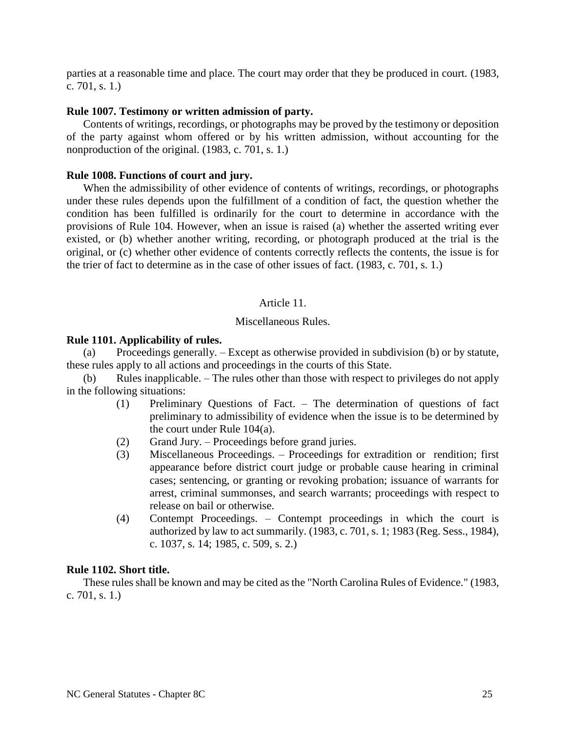parties at a reasonable time and place. The court may order that they be produced in court. (1983, c. 701, s. 1.)

**Rule 1007. Testimony or written admission of party.**

Contents of writings, recordings, or photographs may be proved by the testimony or deposition of the party against whom offered or by his written admission, without accounting for the nonproduction of the original. (1983, c. 701, s. 1.)

**Rule 1008. Functions of court and jury.**

When the admissibility of other evidence of contents of writings, recordings, or photographs under these rules depends upon the fulfillment of a condition of fact, the question whether the condition has been fulfilled is ordinarily for the court to determine in accordance with the provisions of Rule 104. However, when an issue is raised (a) whether the asserted writing ever existed, or (b) whether another writing, recording, or photograph produced at the trial is the original, or (c) whether other evidence of contents correctly reflects the contents, the issue is for the trier of fact to determine as in the case of other issues of fact. (1983, c. 701, s. 1.)

Article 11.

Miscellaneous Rules.

**Rule 1101. Applicability of rules.**

(a) Proceedings generally. – Except as otherwise provided in subdivision (b) or by statute, these rules apply to all actions and proceedings in the courts of this State.

(b) Rules inapplicable. – The rules other than those with respect to privileges do not apply in the following situations:

(1) Preliminary Questions of Fact. – The determination of questions of fact preliminary to admissibility of evidence when the issue is to be determined by the court under Rule 104(a).

(2) Grand Jury. – Proceedings before grand juries.

(3) Miscellaneous Proceedings. – Proceedings for extradition or rendition; first appearance before district court judge or probable cause hearing in criminal cases; sentencing, or granting or revoking probation; issuance of warrants for arrest, criminal summonses, and search warrants; proceedings with respect to release on bail or otherwise.

(4) Contempt Proceedings. – Contempt proceedings in which the court is authorized by law to act summarily. (1983, c. 701, s. 1; 1983 (Reg. Sess., 1984), c. 1037, s. 14; 1985, c. 509, s. 2.)

**Rule 1102. Short title.**

These rules shall be known and may be cited as the "North Carolina Rules of Evidence." (1983, c. 701, s. 1.)